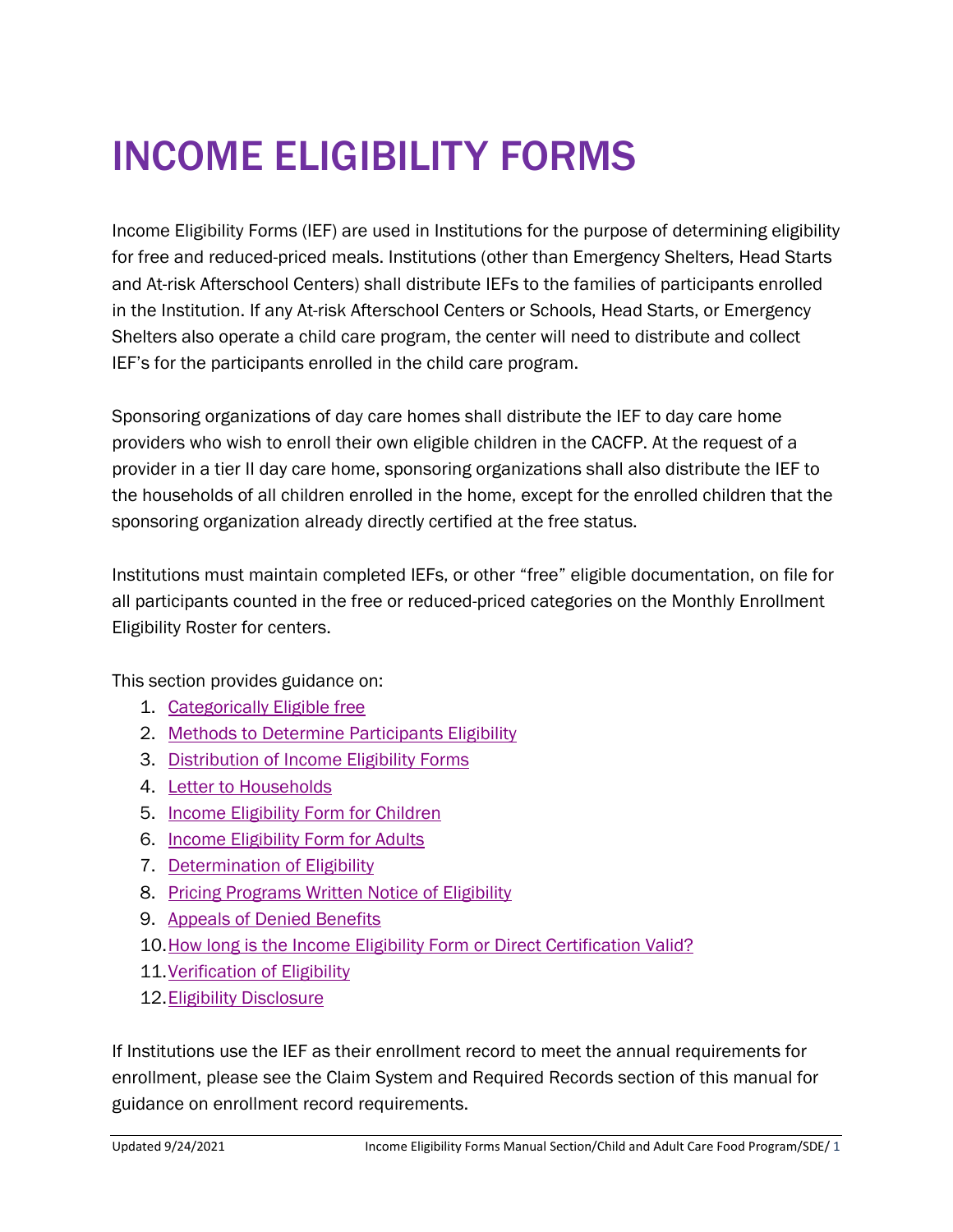# INCOME ELIGIBILITY FORMS

Income Eligibility Forms (IEF) are used in Institutions for the purpose of determining eligibility for free and reduced-priced meals. Institutions (other than Emergency Shelters, Head Starts and At-risk Afterschool Centers) shall distribute IEFs to the families of participants enrolled in the Institution. If any At-risk Afterschool Centers or Schools, Head Starts, or Emergency Shelters also operate a child care program, the center will need to distribute and collect IEF's for the participants enrolled in the child care program.

Sponsoring organizations of day care homes shall distribute the IEF to day care home providers who wish to enroll their own eligible children in the CACFP. At the request of a provider in a tier II day care home, sponsoring organizations shall also distribute the IEF to the households of all children enrolled in the home, except for the enrolled children that the sponsoring organization already directly certified at the free status.

Institutions must maintain completed IEFs, or other "free" eligible documentation, on file for all participants counted in the free or reduced-priced categories on the Monthly Enrollment Eligibility Roster for centers.

This section provides guidance on:

1. Categorically Eligible free
2. Methods to Determine Participants Eligibility
3. Distribution of Income Eligibility Forms
4. Letter to Households
5. Income Eligibility Form for Children
6. Income Eligibility Form for Adults
7. Determination of Eligibility
8. Pricing Programs Written Notice of Eligibility
9. Appeals of Denied Benefits
10. How long is the Income Eligibility Form or Direct Certification Valid?
11. Verification of Eligibility
12. Eligibility Disclosure

If Institutions use the IEF as their enrollment record to meet the annual requirements for enrollment, please see the Claim System and Required Records section of this manual for guidance on enrollment record requirements.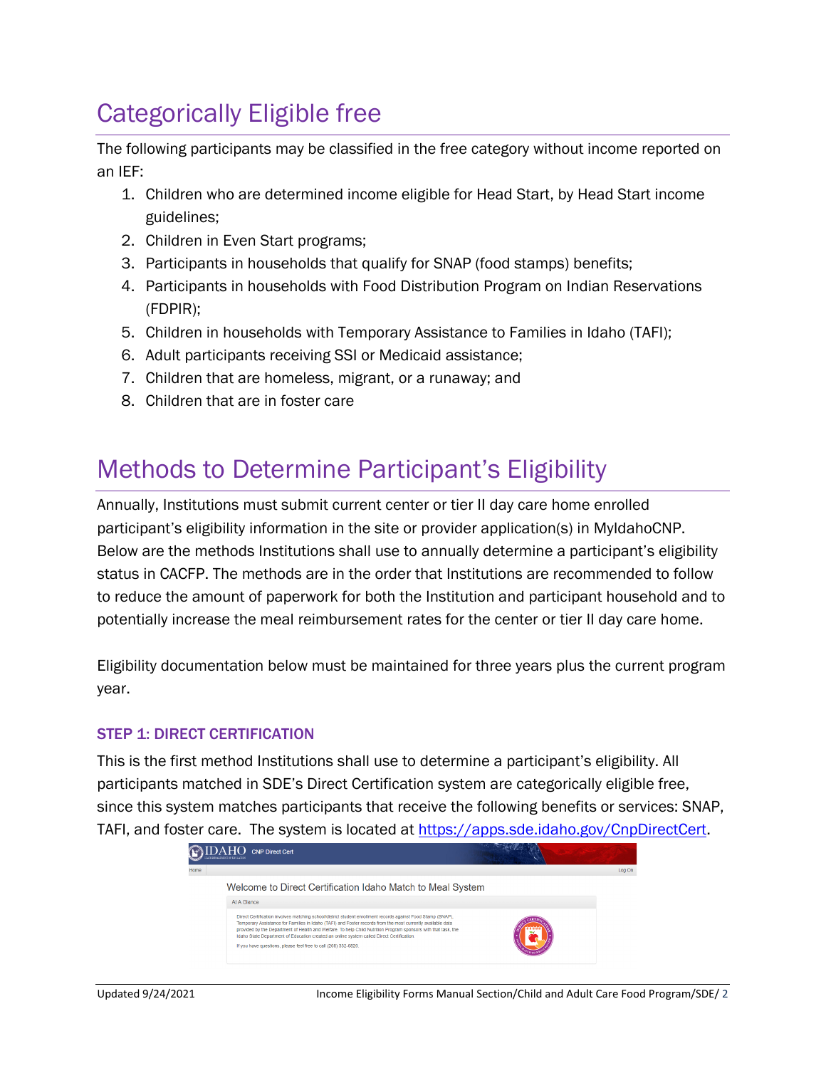# Categorically Eligible free

The following participants may be classified in the free category without income reported on an IEF:

1. Children who are determined income eligible for Head Start, by Head Start income guidelines;
2. Children in Even Start programs;
3. Participants in households that qualify for SNAP (food stamps) benefits;
4. Participants in households with Food Distribution Program on Indian Reservations (FDPIR);
5. Children in households with Temporary Assistance to Families in Idaho (TAFI);
6. Adult participants receiving SSI or Medicaid assistance;
7. Children that are homeless, migrant, or a runaway; and
8. Children that are in foster care

# Methods to Determine Participant's Eligibility

Annually, Institutions must submit current center or tier II day care home enrolled participant's eligibility information in the site or provider application(s) in MyIdahoCNP. Below are the methods Institutions shall use to annually determine a participant's eligibility status in CACFP. The methods are in the order that Institutions are recommended to follow to reduce the amount of paperwork for both the Institution and participant household and to potentially increase the meal reimbursement rates for the center or tier II day care home.

Eligibility documentation below must be maintained for three years plus the current program year.

### STEP 1: DIRECT CERTIFICATION

This is the first method Institutions shall use to determine a participant's eligibility. All participants matched in SDE's Direct Certification system are categorically eligible free, since this system matches participants that receive the following benefits or services: SNAP, TAFI, and foster care. The system is located at https://apps.sde.idaho.gov/CnpDirectCert.

IDAHO CNP Direct Cert

Home | Log On

Welcome to Direct Certification Idaho Match to Meal System

At A Glance

Direct Certification involves matching school/district student enrollment records against Food Stamp (SNAP), Temporary Assistance for Families in Idaho (TAFI) and Foster records from the most currently available data provided by the Department of Health and Welfare. To help Child Nutrition Program sponsors with that task, the Idaho State Department of Education created an online system called Direct Certification.

If you have questions, please feel free to call (208) 332-6820.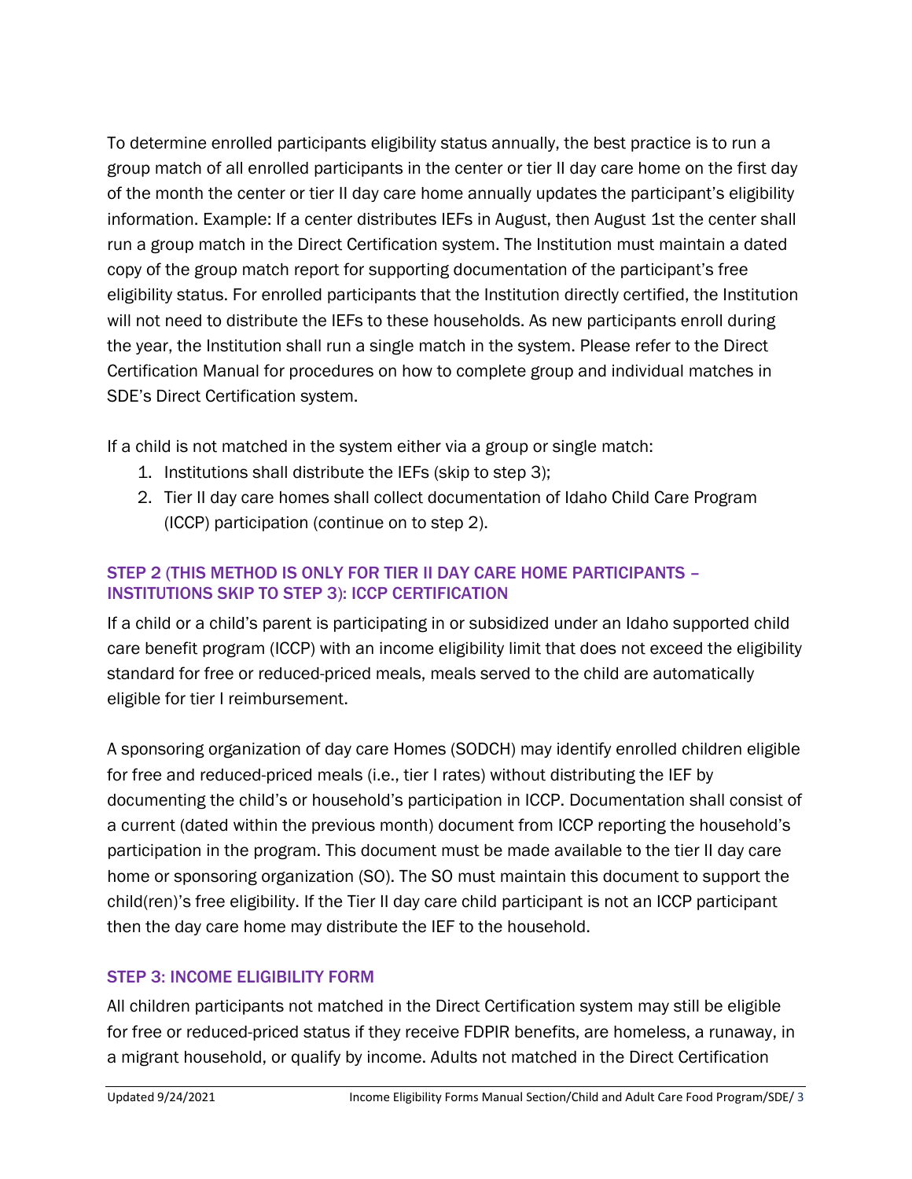To determine enrolled participants eligibility status annually, the best practice is to run a group match of all enrolled participants in the center or tier II day care home on the first day of the month the center or tier II day care home annually updates the participant's eligibility information. Example: If a center distributes IEFs in August, then August 1st the center shall run a group match in the Direct Certification system. The Institution must maintain a dated copy of the group match report for supporting documentation of the participant's free eligibility status. For enrolled participants that the Institution directly certified, the Institution will not need to distribute the IEFs to these households. As new participants enroll during the year, the Institution shall run a single match in the system. Please refer to the Direct Certification Manual for procedures on how to complete group and individual matches in SDE's Direct Certification system.

If a child is not matched in the system either via a group or single match:

1. Institutions shall distribute the IEFs (skip to step 3);
2. Tier II day care homes shall collect documentation of Idaho Child Care Program (ICCP) participation (continue on to step 2).

### STEP 2 (THIS METHOD IS ONLY FOR TIER II DAY CARE HOME PARTICIPANTS – INSTITUTIONS SKIP TO STEP 3): ICCP CERTIFICATION

If a child or a child's parent is participating in or subsidized under an Idaho supported child care benefit program (ICCP) with an income eligibility limit that does not exceed the eligibility standard for free or reduced-priced meals, meals served to the child are automatically eligible for tier I reimbursement.

A sponsoring organization of day care Homes (SODCH) may identify enrolled children eligible for free and reduced-priced meals (i.e., tier I rates) without distributing the IEF by documenting the child's or household's participation in ICCP. Documentation shall consist of a current (dated within the previous month) document from ICCP reporting the household's participation in the program. This document must be made available to the tier II day care home or sponsoring organization (SO). The SO must maintain this document to support the child(ren)'s free eligibility. If the Tier II day care child participant is not an ICCP participant then the day care home may distribute the IEF to the household.

### STEP 3: INCOME ELIGIBILITY FORM

All children participants not matched in the Direct Certification system may still be eligible for free or reduced-priced status if they receive FDPIR benefits, are homeless, a runaway, in a migrant household, or qualify by income. Adults not matched in the Direct Certification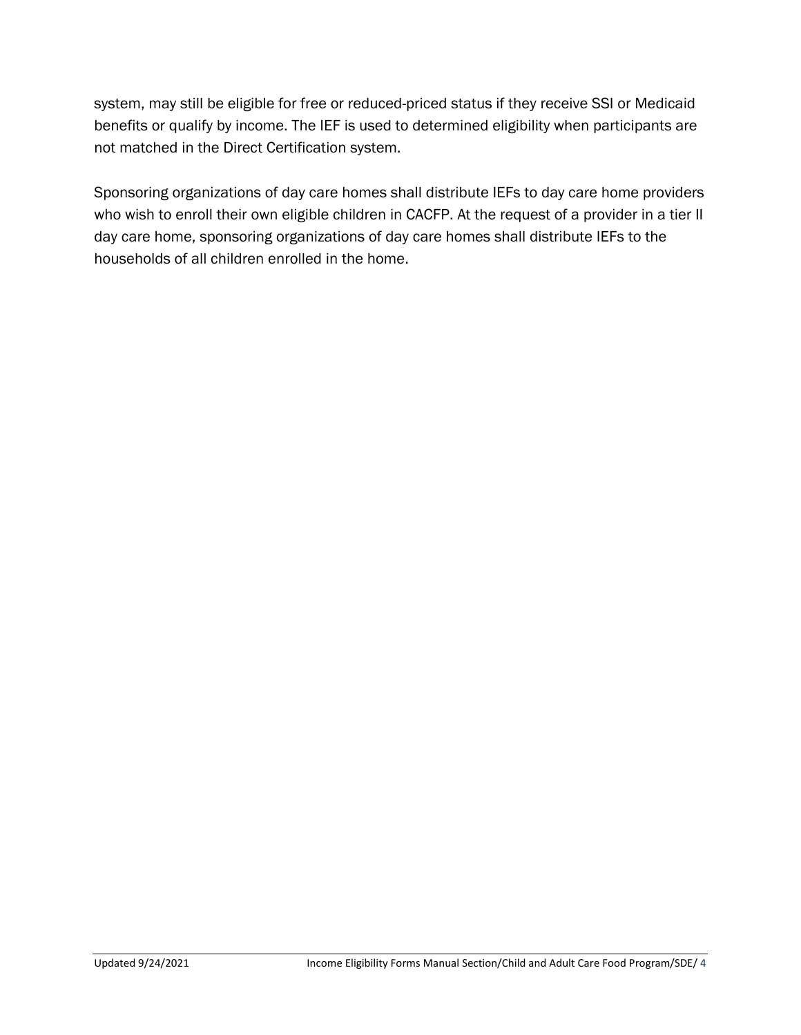system, may still be eligible for free or reduced-priced status if they receive SSI or Medicaid benefits or qualify by income. The IEF is used to determined eligibility when participants are not matched in the Direct Certification system.

Sponsoring organizations of day care homes shall distribute IEFs to day care home providers who wish to enroll their own eligible children in CACFP. At the request of a provider in a tier II day care home, sponsoring organizations of day care homes shall distribute IEFs to the households of all children enrolled in the home.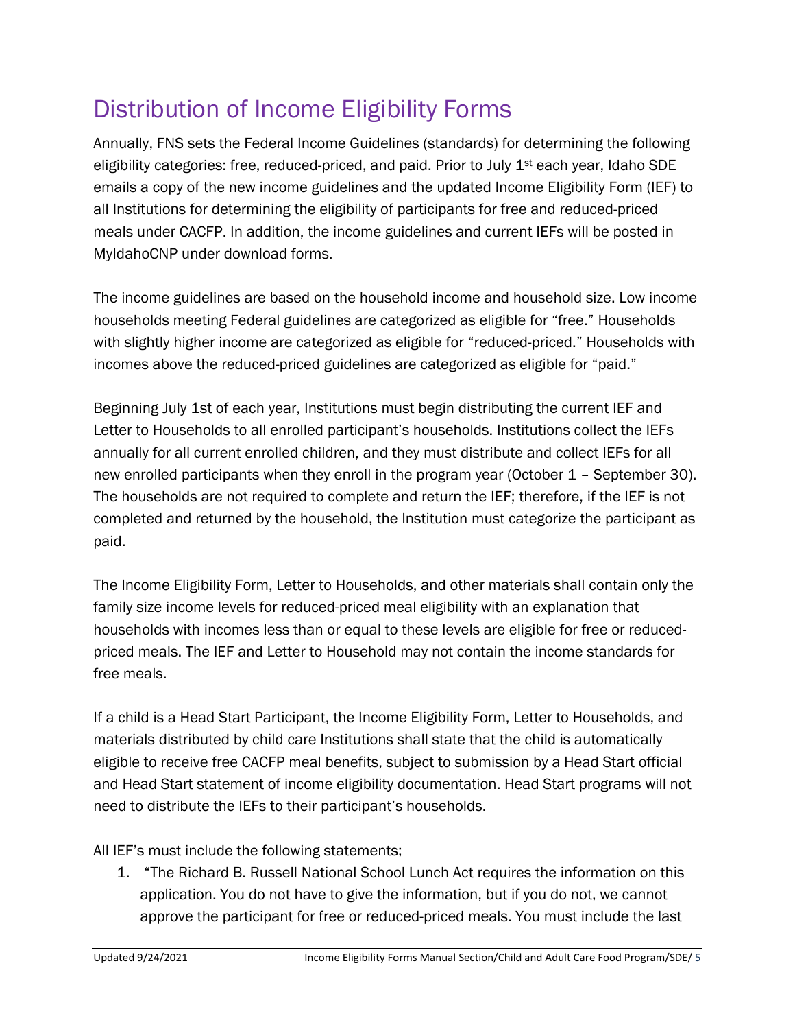# Distribution of Income Eligibility Forms

Annually, FNS sets the Federal Income Guidelines (standards) for determining the following eligibility categories: free, reduced-priced, and paid. Prior to July 1st each year, Idaho SDE emails a copy of the new income guidelines and the updated Income Eligibility Form (IEF) to all Institutions for determining the eligibility of participants for free and reduced-priced meals under CACFP. In addition, the income guidelines and current IEFs will be posted in MyIdahoCNP under download forms.

The income guidelines are based on the household income and household size. Low income households meeting Federal guidelines are categorized as eligible for "free." Households with slightly higher income are categorized as eligible for "reduced-priced." Households with incomes above the reduced-priced guidelines are categorized as eligible for "paid."

Beginning July 1st of each year, Institutions must begin distributing the current IEF and Letter to Households to all enrolled participant's households. Institutions collect the IEFs annually for all current enrolled children, and they must distribute and collect IEFs for all new enrolled participants when they enroll in the program year (October 1 – September 30). The households are not required to complete and return the IEF; therefore, if the IEF is not completed and returned by the household, the Institution must categorize the participant as paid.

The Income Eligibility Form, Letter to Households, and other materials shall contain only the family size income levels for reduced-priced meal eligibility with an explanation that households with incomes less than or equal to these levels are eligible for free or reduced-priced meals. The IEF and Letter to Household may not contain the income standards for free meals.

If a child is a Head Start Participant, the Income Eligibility Form, Letter to Households, and materials distributed by child care Institutions shall state that the child is automatically eligible to receive free CACFP meal benefits, subject to submission by a Head Start official and Head Start statement of income eligibility documentation. Head Start programs will not need to distribute the IEFs to their participant's households.

All IEF's must include the following statements;

1. "The Richard B. Russell National School Lunch Act requires the information on this application. You do not have to give the information, but if you do not, we cannot approve the participant for free or reduced-priced meals. You must include the last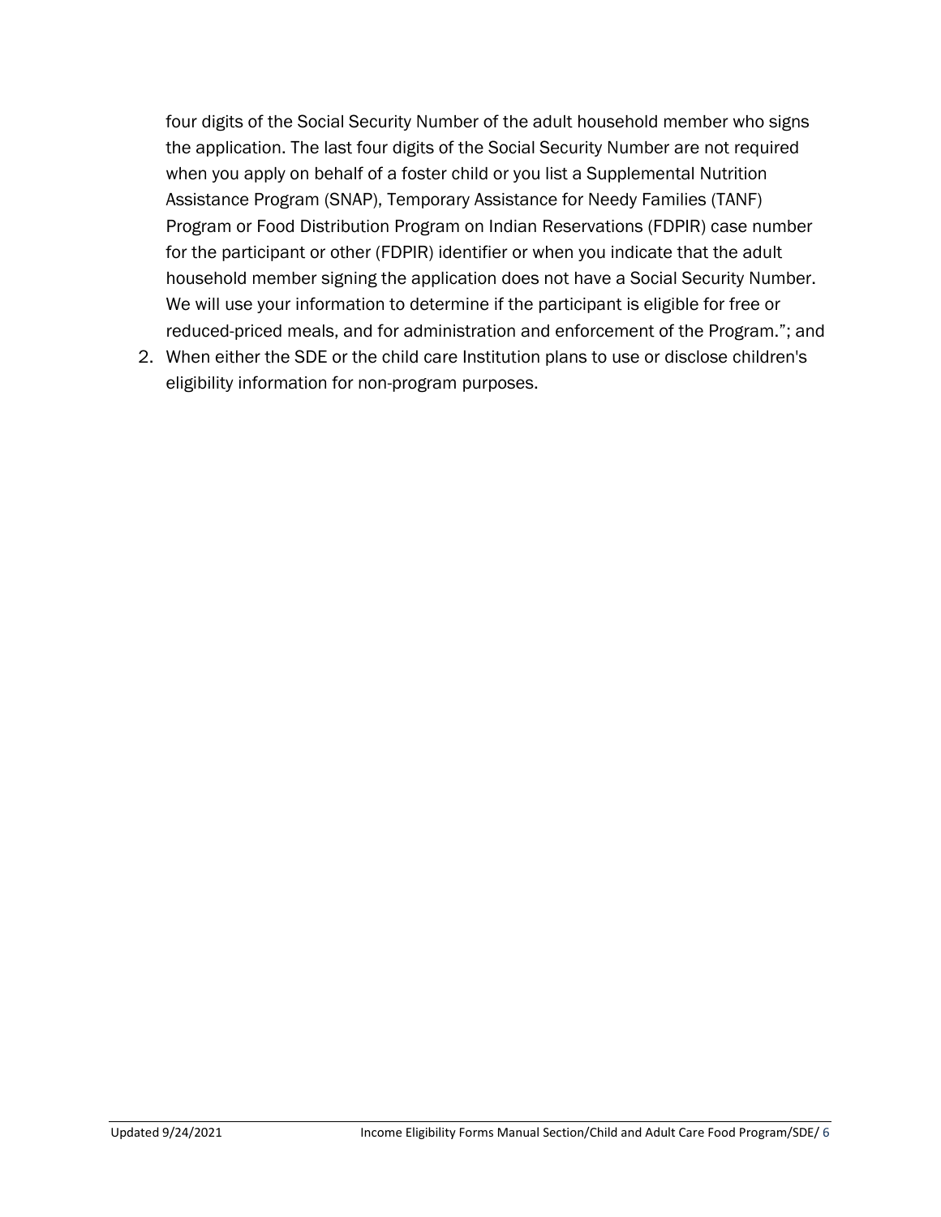four digits of the Social Security Number of the adult household member who signs the application. The last four digits of the Social Security Number are not required when you apply on behalf of a foster child or you list a Supplemental Nutrition Assistance Program (SNAP), Temporary Assistance for Needy Families (TANF) Program or Food Distribution Program on Indian Reservations (FDPIR) case number for the participant or other (FDPIR) identifier or when you indicate that the adult household member signing the application does not have a Social Security Number. We will use your information to determine if the participant is eligible for free or reduced-priced meals, and for administration and enforcement of the Program."; and

2. When either the SDE or the child care Institution plans to use or disclose children's eligibility information for non-program purposes.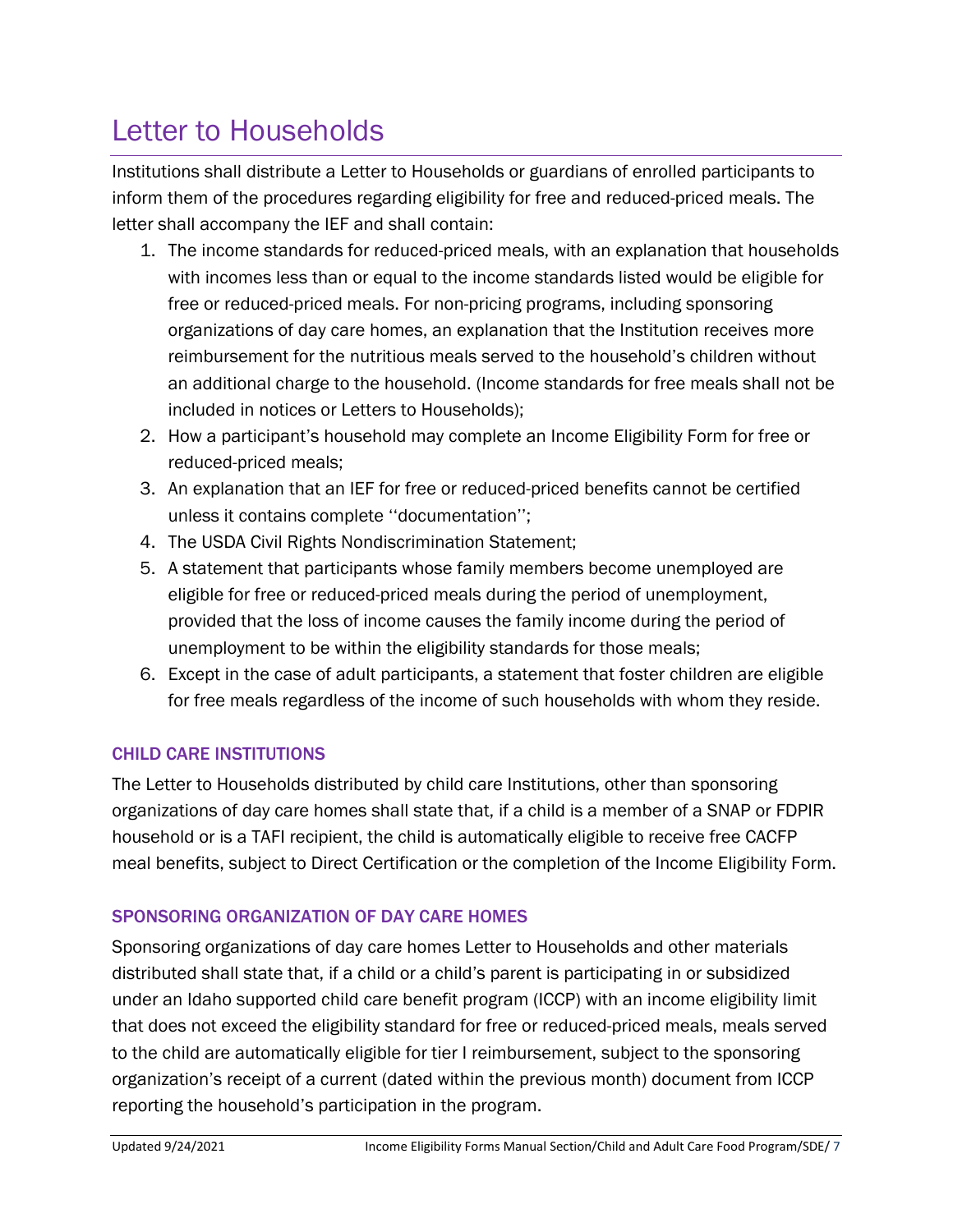# Letter to Households

Institutions shall distribute a Letter to Households or guardians of enrolled participants to inform them of the procedures regarding eligibility for free and reduced-priced meals. The letter shall accompany the IEF and shall contain:

1. The income standards for reduced-priced meals, with an explanation that households with incomes less than or equal to the income standards listed would be eligible for free or reduced-priced meals. For non-pricing programs, including sponsoring organizations of day care homes, an explanation that the Institution receives more reimbursement for the nutritious meals served to the household's children without an additional charge to the household. (Income standards for free meals shall not be included in notices or Letters to Households);
2. How a participant's household may complete an Income Eligibility Form for free or reduced-priced meals;
3. An explanation that an IEF for free or reduced-priced benefits cannot be certified unless it contains complete ''documentation'';
4. The USDA Civil Rights Nondiscrimination Statement;
5. A statement that participants whose family members become unemployed are eligible for free or reduced-priced meals during the period of unemployment, provided that the loss of income causes the family income during the period of unemployment to be within the eligibility standards for those meals;
6. Except in the case of adult participants, a statement that foster children are eligible for free meals regardless of the income of such households with whom they reside.

## CHILD CARE INSTITUTIONS

The Letter to Households distributed by child care Institutions, other than sponsoring organizations of day care homes shall state that, if a child is a member of a SNAP or FDPIR household or is a TAFI recipient, the child is automatically eligible to receive free CACFP meal benefits, subject to Direct Certification or the completion of the Income Eligibility Form.

## SPONSORING ORGANIZATION OF DAY CARE HOMES

Sponsoring organizations of day care homes Letter to Households and other materials distributed shall state that, if a child or a child's parent is participating in or subsidized under an Idaho supported child care benefit program (ICCP) with an income eligibility limit that does not exceed the eligibility standard for free or reduced-priced meals, meals served to the child are automatically eligible for tier I reimbursement, subject to the sponsoring organization's receipt of a current (dated within the previous month) document from ICCP reporting the household's participation in the program.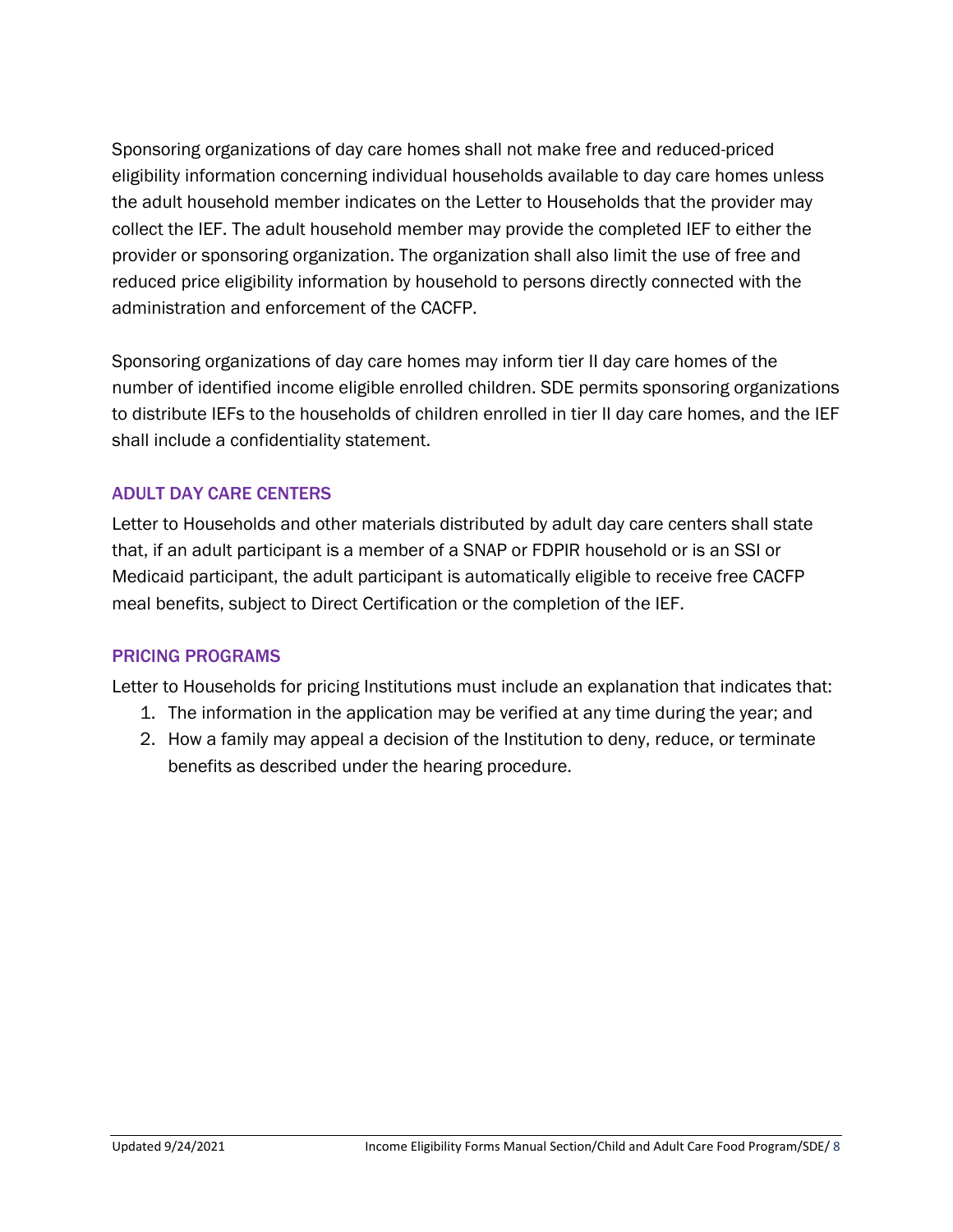Sponsoring organizations of day care homes shall not make free and reduced-priced eligibility information concerning individual households available to day care homes unless the adult household member indicates on the Letter to Households that the provider may collect the IEF. The adult household member may provide the completed IEF to either the provider or sponsoring organization. The organization shall also limit the use of free and reduced price eligibility information by household to persons directly connected with the administration and enforcement of the CACFP.

Sponsoring organizations of day care homes may inform tier II day care homes of the number of identified income eligible enrolled children. SDE permits sponsoring organizations to distribute IEFs to the households of children enrolled in tier II day care homes, and the IEF shall include a confidentiality statement.

### ADULT DAY CARE CENTERS

Letter to Households and other materials distributed by adult day care centers shall state that, if an adult participant is a member of a SNAP or FDPIR household or is an SSI or Medicaid participant, the adult participant is automatically eligible to receive free CACFP meal benefits, subject to Direct Certification or the completion of the IEF.

### PRICING PROGRAMS

Letter to Households for pricing Institutions must include an explanation that indicates that:

1. The information in the application may be verified at any time during the year; and
2. How a family may appeal a decision of the Institution to deny, reduce, or terminate benefits as described under the hearing procedure.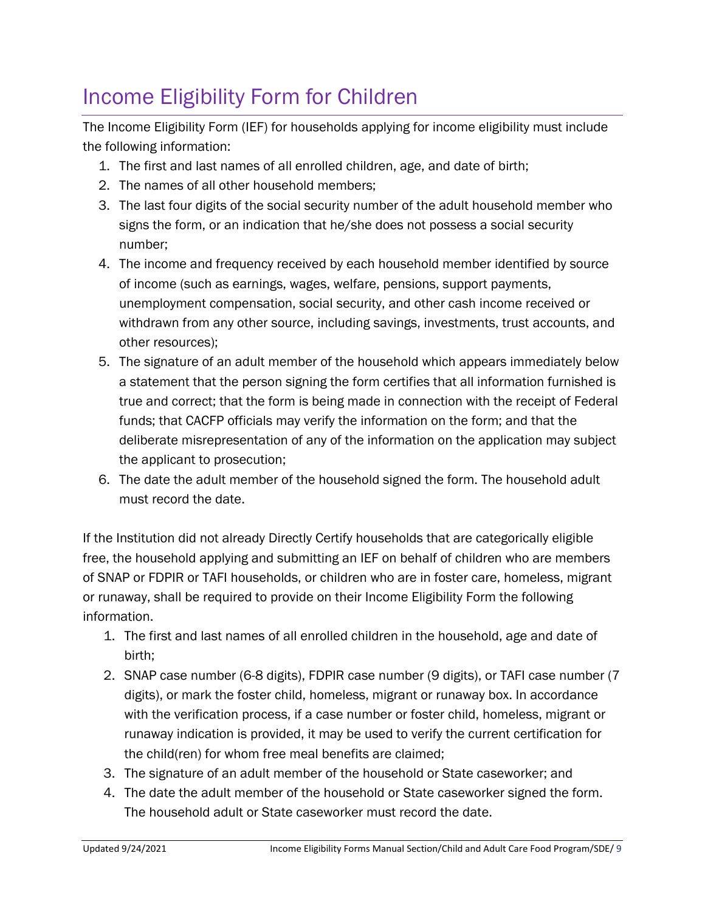# Income Eligibility Form for Children

The Income Eligibility Form (IEF) for households applying for income eligibility must include the following information:

1. The first and last names of all enrolled children, age, and date of birth;
2. The names of all other household members;
3. The last four digits of the social security number of the adult household member who signs the form, or an indication that he/she does not possess a social security number;
4. The income and frequency received by each household member identified by source of income (such as earnings, wages, welfare, pensions, support payments, unemployment compensation, social security, and other cash income received or withdrawn from any other source, including savings, investments, trust accounts, and other resources);
5. The signature of an adult member of the household which appears immediately below a statement that the person signing the form certifies that all information furnished is true and correct; that the form is being made in connection with the receipt of Federal funds; that CACFP officials may verify the information on the form; and that the deliberate misrepresentation of any of the information on the application may subject the applicant to prosecution;
6. The date the adult member of the household signed the form. The household adult must record the date.

If the Institution did not already Directly Certify households that are categorically eligible free, the household applying and submitting an IEF on behalf of children who are members of SNAP or FDPIR or TAFI households, or children who are in foster care, homeless, migrant or runaway, shall be required to provide on their Income Eligibility Form the following information.

1. The first and last names of all enrolled children in the household, age and date of birth;
2. SNAP case number (6-8 digits), FDPIR case number (9 digits), or TAFI case number (7 digits), or mark the foster child, homeless, migrant or runaway box. In accordance with the verification process, if a case number or foster child, homeless, migrant or runaway indication is provided, it may be used to verify the current certification for the child(ren) for whom free meal benefits are claimed;
3. The signature of an adult member of the household or State caseworker; and
4. The date the adult member of the household or State caseworker signed the form. The household adult or State caseworker must record the date.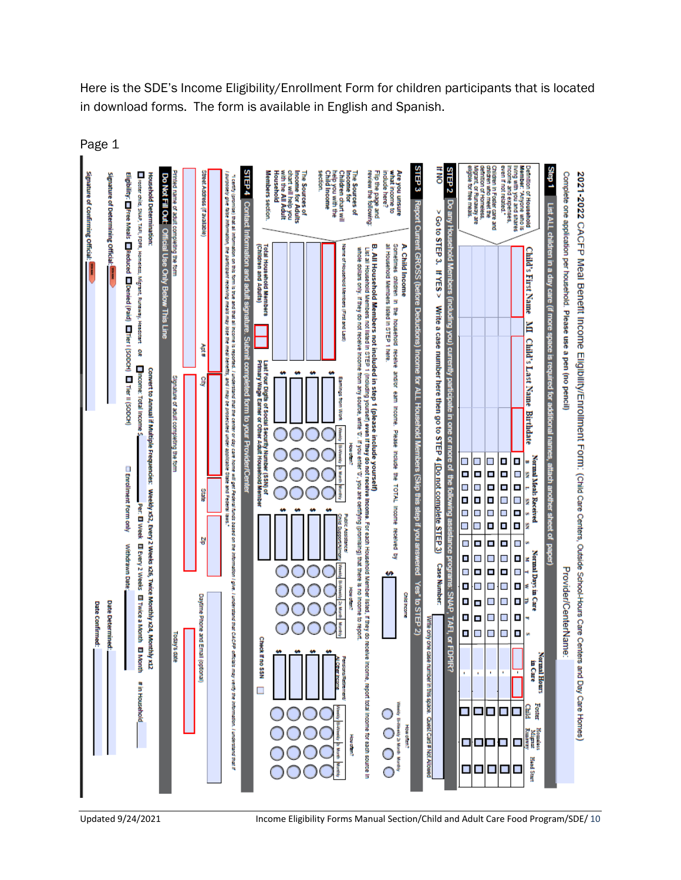Here is the SDE's Income Eligibility/Enrollment Form for children participants that is located in download forms. The form is available in English and Spanish.

Page 1

## 2021-2022 CACFP Meal Benefit Income Eligibility/Enrollment Form: (Child Care Centers, Outside School-Hours Care Centers and Day Care Homes)

Complete one application per household. Please use a pen (no pencil) Provider/Center Name:

**Step 1** List ALL children in a day care (if more space is required for additional names, attach another sheet of paper)

Definition of Household Member: "Anyone who is living with you and shares income and expenses, even if not related." Children in Foster care and children who meet the definition of Homeless, Migrant or Runaway are eligible for free meals.

| Child's First Name | MI | Child's Last Name | Birthdate | Normal Meals Received (B, SN, L, SN, SN, S) | Normal Days in Care (S, M, T, W, Th, F, S) | Normal Hours in Care | Foster Child | Homeless Migrant Runaway | Head Start |
|---|---|---|---|---|---|---|---|---|---|
| | | | | | | | | | |
| | | | | | | | | | |
| | | | | | | | | | |
| | | | | | | | | | |
| | | | | | | | | | |

**STEP 2** Do any Household Members (including you) currently participate in one or more of the following assistance programs: SNAP, TAFI, or FDPIR?

If NO > Go to STEP 3. If YES > Write a case number here then go to STEP 4 (Do not complete STEP 3) Case Number: Write only one case number in this space. Quest Card # Not Allowed

**STEP 3** Report Current GROSS (before Deductions) Income for ALL Household Members (Skip this step if you answered 'Yes' to STEP 2)

Are you unsure what income to include here? Flip the page and review the following: The Sources of Income for Children chart will help you with the Child Income section. The Sources of Income for Adults chart will help you with the All Adult Household Members section.

**A. Child Income**

Sometimes children in the household receive and/or earn income. Please include the TOTAL income received by all Household Members listed in STEP 1 here. Child Income $ How often? Weekly / Bi-Weekly / 2x Month / Monthly

**B. All Household Members not included in step 1 (please include yourself)**

List all Household Members not listed in STEP 1 (including yourself) even if they do not receive income. For each Household Member listed, if they do receive income, report total income for each source in whole dollars only. If they do not receive income from any source, write '0'. If you enter '0', you are certifying (promising) that there is no income to report.

| Name of Household Members (First and Last) | Earnings from Work | How often? (Weekly / Bi-Weekly / 2x Month / Monthly) | Public Assistance/ Child Support/Alimony | How often? (Weekly / Bi-Weekly / 2x Month / Monthly) | Pensions/Retirement/ All Other Income | How often? (Weekly / Bi-Weekly / 2x Month / Monthly) |
|---|---|---|---|---|---|---|
| | $ | | $ | | $ | |
| | $ | | $ | | $ | |
| | $ | | $ | | $ | |
| | $ | | $ | | $ | |

Total Household Members (Children and Adults) | Last Four Digits of Social Security Number (SSN) of Primary Wage Earner or Other Adult Household Member | Check if no SSN

**STEP 4** Contact information and adult signature. Submit completed form to your Provider/Center

"I certify (promise) that all information on this form is true and that all income is reported. I understand that the center or day care home will get Federal funds based on the information I give. I understand that CACFP officials may verify the information. I understand that if I purposely give false information, the participant receiving meals may lose the meal benefits, and I may be prosecuted under applicable State and Federal laws."

Street Address (if available) | Apt # | City | State | Zip | Daytime Phone and Email (optional)

Printed name of adult completing the form | Signature of adult completing the form | Today's date

**Do Not Fill Out: Official Use Only Below This Line**

Household Determination: Convert to Annual if Multiple Frequencies: Weekly x52, Every 2 Weeks x26, Twice Monthly x24, Monthly x12

☐ Foster child, SNAP, TAFI, FDPIR, Homeless, Migrant, Runaway, Headstart OR ☐ Income: Total Income $ ____ Per: ☐ Week ☐ Every 2 Weeks ☐ Twice a Month ☐ Month # in Household ____

Eligibility: ☐ Free Meals ☐ Reduced ☐ Denied (Paid) ☐ Tier I (SODCH) ☐ Tier II (SODCH) ☐ Enrollment Form only Withdrawn Date: ____

Signature of Determining Official: ____ Date Determined: ____

Signature of Confirming Official: ____ Date Confirmed: ____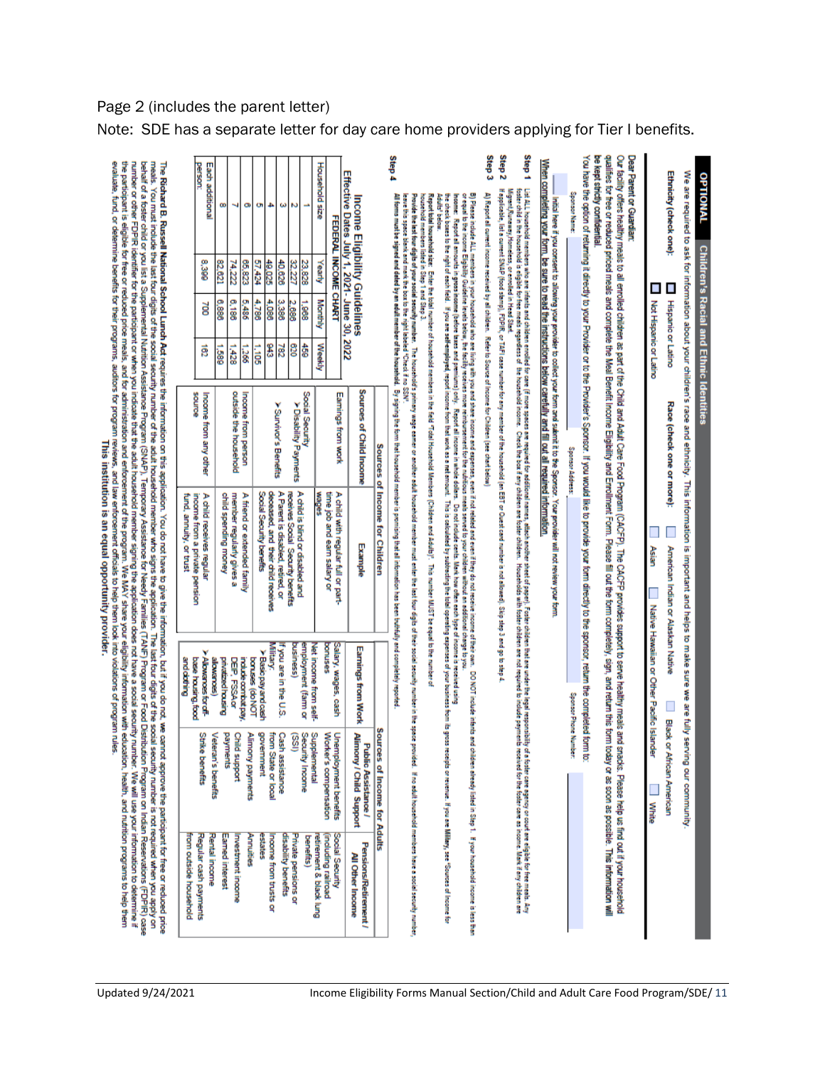Page 2 (includes the parent letter)

Note: SDE has a separate letter for day care home providers applying for Tier I benefits.

**OPTIONAL — Children's Racial and Ethnic Identities**

We are required to ask for information about your children's race and ethnicity. This information is important and helps to make sure we are fully serving our community.

**Ethnicity (check one):** ☐ Hispanic or Latino ☐ Not Hispanic or Latino

**Race (check one or more):** ☐ American Indian or Alaskan Native ☐ Asian ☐ Black or African American ☐ Native Hawaiian or Other Pacific Islander ☐ White

**Dear Parent or Guardian:**

Our facility offers healthy meals to all enrolled children as part of the Child and Adult Care Food Program (CACFP). The CACFP provides support to serve healthy meals and snacks. Please help us find out if your household qualifies for free or reduced priced meals and complete the Meal Benefit Income Eligibility and Enrollment Form. Please fill out the form completely, sign, and return this form today or as soon as possible. This information will be kept strictly confidential.

You have the option of returning it directly to your Provider or to the Provider's Sponsor. If you would like to provide your form directly to the sponsor, return the completed form to:

Sponsor Name: ________ Sponsor Address: ________ Sponsor Phone Number: ________

☐ Initial here if you consent to allowing your provider to collect your form and submit it to the Sponsor. Your provider will not review your form.

**When completing your form, be sure to read the instructions below carefully and fill out all required information.**

**Step 1** List ALL household members who are infants and children enrolled for care (if more spaces are required for additional names, attach another sheet of paper). Foster children that are under the legal responsibility of a foster care agency or court are eligible for free meals. Any foster child in the household is eligible for free meals regardless of the household income. Check the box if any children are foster children. Households with foster children are not required to include payments received for the foster care as income. Mark if any children are Migrant/Runaway/Homeless, or enrolled in Head Start.

**Step 2** If applicable, list a current SNAP (food stamp), FDPIR, or TANF case number for any member of the household (an EBT or Quest card number is not allowed). Skip step 3 and go to step 4.

**Step 3** A) Report all current income received by all children. Refer to Source of Income for Children (see chart below)

B) Please include ALL members in your household who are living with you and share income and expenses, even if not related and even if they do not receive income of their own. DO NOT include infants and children already listed in Step 1. If your household income is less than or equal to the Income Eligibility Guideline levels below, the facility receives more reimbursement for the nutritious meals served to your children without an additional charge to you.

Income: Report all amounts in gross income (before taxes and premiums) only. Report all income in whole dollars. Do not include cents. Mark how often each type of income is received using the check boxes to the right of each field. If you are self-employed, report income from that work as a net amount. This is calculated by subtracting the total operating expenses of your business from its gross receipts or revenue. If you are Military, see "Sources of Income for Adults" below.

Report total household size: Enter the total number of household members in the field "Total Household Members (Children and Adults)". This number MUST be equal to the number of household members listed in Step 1 and Step 3.

Provide the last four digits of your social security number: The household's primary wage earner or another adult household member must enter the last four digits of their social security number in the space provided. If no adult household members have a social security number, leave this space blank and mark the box to the right labeled "Check if no SSN".

**Step 4** All forms must be signed and dated by an adult member of the household. By signing the form that household member is promising that all information has been truthfully and completely reported.

**Income Eligibility Guidelines**
**Effective Dates July 1, 2021 - June 30, 2022**
**FEDERAL INCOME CHART**

| Household size | Yearly | Monthly | Weekly |
|---|---|---|---|
| 1 | 23,828 | 1,986 | 459 |
| 2 | 32,227 | 2,686 | 620 |
| 3 | 40,626 | 3,386 | 782 |
| 4 | 49,025 | 4,086 | 943 |
| 5 | 57,424 | 4,786 | 1,105 |
| 6 | 65,823 | 5,486 | 1,266 |
| 7 | 74,222 | 6,186 | 1,428 |
| 8 | 82,621 | 6,886 | 1,589 |
| Each additional person | 8,399 | 700 | 162 |

**Sources of Income for Children**

| Sources of Child Income | Example |
|---|---|
| Earnings from work | A child with regular full or part-time job and earn salary or wages |
| Social Security ➤Disability Payments ➤Survivor's Benefits | A child is blind or disabled and receives Social Security benefits. A Parent is disabled, retired or deceased, and their child receives Social Security benefits |
| Income from person outside the household | A friend or extended family member regularly gives a child spending money |
| Income from any other source | A child receives regular income from a private pension fund, annuity, or trust |

**Sources of Income for Adults**

| Earnings from Work | Public Assistance / Alimony / Child Support | Pensions/Retirement / All Other Income |
|---|---|---|
| Salary, wages, cash bonuses<br>Net income from self-employment (farm or business)<br>If you are in the U.S. Military:<br>➤Basic pay and cash bonuses (do NOT include combat pay, DEP, FSSA or privatized housing allowances)<br>➤Allowances for off-base housing, food and clothing | Unemployment benefits<br>Worker's compensation<br>Supplemental Security Income (SSI)<br>Cash assistance from State or local government<br>Alimony payments<br>Child support payments<br>Veteran's benefits<br>Strike benefits | Social Security (including railroad retirement & black lung benefits)<br>Private pensions or disability benefits<br>Income from trusts or estates<br>Annuities<br>Investment income<br>Earned interest<br>Rental income<br>Regular cash payments from outside household |

The **Richard B. Russell National School Lunch Act** requires the information on this application. You do not have to give the information, but if you do not, we cannot approve the participant for free or reduced price meals. You must include the last four digits of the social security number of the adult household member who signs the application. The last four digits of the social security number is not required when you apply on behalf of a foster child or you list a Supplemental Nutrition Assistance Program (SNAP), Temporary Assistance for Needy Families (TANF) Program or Food Distribution Program on Indian Reservations (FDPIR) case number or other FDPIR identifier for the participant or when you indicate that the adult household member signing the application does not have a social security number. We will use your information to determine if the participant is eligible for free or reduced price meals, and for administration and enforcement of the program. We MAY share your eligibility information with education, health, and nutrition programs to help them evaluate, fund, or determine benefits for their programs, auditors for program reviews, and law enforcement officials to help them look into violations of program rules.

**This institution is an equal opportunity provider.**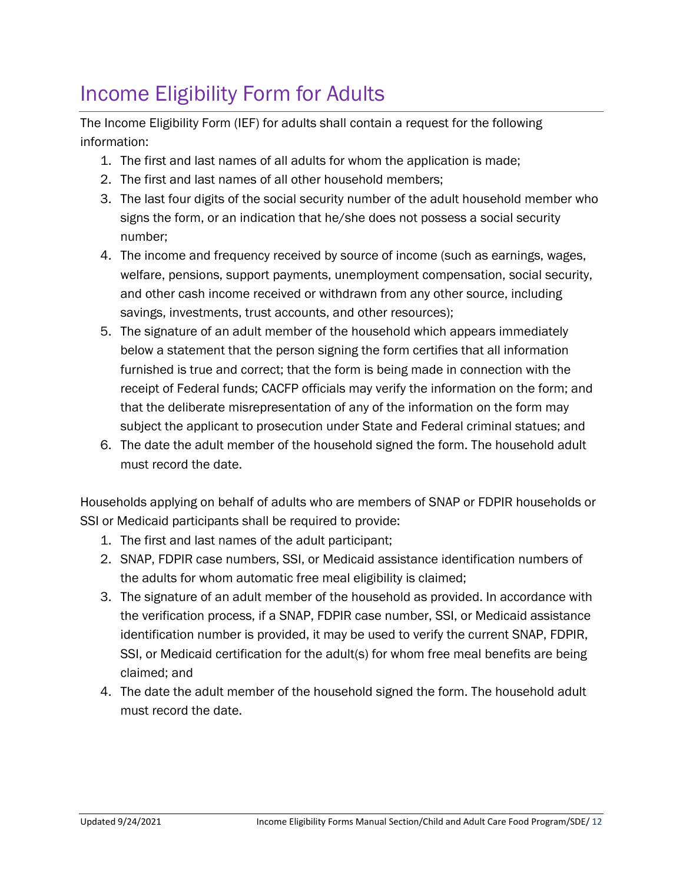# Income Eligibility Form for Adults

The Income Eligibility Form (IEF) for adults shall contain a request for the following information:

1. The first and last names of all adults for whom the application is made;
2. The first and last names of all other household members;
3. The last four digits of the social security number of the adult household member who signs the form, or an indication that he/she does not possess a social security number;
4. The income and frequency received by source of income (such as earnings, wages, welfare, pensions, support payments, unemployment compensation, social security, and other cash income received or withdrawn from any other source, including savings, investments, trust accounts, and other resources);
5. The signature of an adult member of the household which appears immediately below a statement that the person signing the form certifies that all information furnished is true and correct; that the form is being made in connection with the receipt of Federal funds; CACFP officials may verify the information on the form; and that the deliberate misrepresentation of any of the information on the form may subject the applicant to prosecution under State and Federal criminal statues; and
6. The date the adult member of the household signed the form. The household adult must record the date.

Households applying on behalf of adults who are members of SNAP or FDPIR households or SSI or Medicaid participants shall be required to provide:

1. The first and last names of the adult participant;
2. SNAP, FDPIR case numbers, SSI, or Medicaid assistance identification numbers of the adults for whom automatic free meal eligibility is claimed;
3. The signature of an adult member of the household as provided. In accordance with the verification process, if a SNAP, FDPIR case number, SSI, or Medicaid assistance identification number is provided, it may be used to verify the current SNAP, FDPIR, SSI, or Medicaid certification for the adult(s) for whom free meal benefits are being claimed; and
4. The date the adult member of the household signed the form. The household adult must record the date.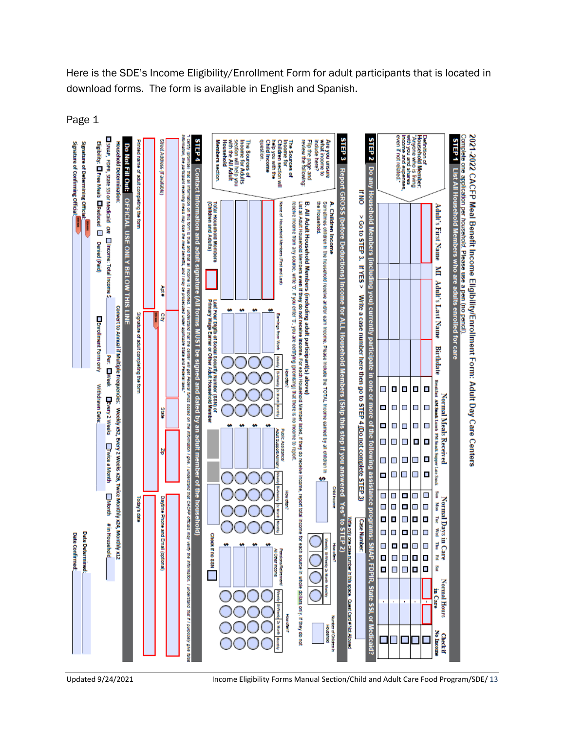Here is the SDE's Income Eligibility/Enrollment Form for adult participants that is located in download forms. The form is available in English and Spanish.

Page 1

# 2021-2022 CACFP Meal Benefit Income Eligibility/Enrollment Form: Adult Day Care Centers

Complete one application per household. Please use a pen (no pencil).

## STEP 1 List All Household Members who are adults enrolled for care

Definition of Household Member: "Anyone who is living with you and shares income and expenses, even if not related."

| Adult's First Name | MI | Adult's Last Name | Birthdate | Normal Meals Received (Breakfast, AM Snack, Lunch, PM Snack, Supper, Late Snack) | Normal Days in Care (Sun, Mon, Tue, Wed, Thu, Fri, Sat) | Normal Hours in Care | Check if No Income |
|---|---|---|---|---|---|---|---|
| | | | | | | | |
| | | | | | | | |
| | | | | | | | |
| | | | | | | | |
| | | | | | | | |

## STEP 2 Do any Household Members (including you) currently participate in one or more of the following assistance programs: SNAP, FDPIR, State SSI, or Medicaid?

If NO > Go to STEP 3. If YES > Write a case number here then go to STEP 4 (Do not complete STEP 3)

Case Number: ______ Write only one case number in this space. Quest Card # Not Allowed

## STEP 3 Report GROSS (before Deductions) Income for ALL Household Members (Skip this step if you answered 'Yes' to STEP 2)

Are you unsure what income to include here? Flip the page and review the following: The Sources of Income for Children section will help you with the Child Income question. The Sources of Income for Adults section will help you with the All Adult Household Members section.

**A. Children Income**
Sometimes children in the household receive and/or earn income. Please include the TOTAL income earned by all children in the household.

Child Income $ ______ How often? Weekly / Bi-Weekly / 2x Month / Monthly — Number of Children in Household ______

**B. All Adult Household Members (including adult participant(s) above)**
List all Adult Household Members even if they do not receive income. For each Household Member listed, if they do receive income, report total income for each source in whole dollars only. If they do not receive income from any source, write '0'. If you enter '0', you are certifying (promising) that there is no income to report.

| Name of Household Members (First and Last) | Earnings from Work | How often? (Weekly, Bi-Weekly, 2x Month, Monthly) | Public Assistance/ Adult Support/Alimony | How often? (Weekly, Bi-Weekly, 2x Month, Monthly) | Pensions/Retirement/ All Other Income | How often? (Weekly, Bi-Weekly, 2x Month, Monthly) |
|---|---|---|---|---|---|---|
| | $ | | $ | | $ | |
| | $ | | $ | | $ | |
| | $ | | $ | | $ | |
| | $ | | $ | | $ | |

Total Household Members (Children and Adults) ______

Last Four Digits of Social Security Number (SSN) of Primary Wage Earner or Other Adult Household Member ______ Check if no SSN ☐

## STEP 4 Contact Information and adult signature (All forms MUST be signed and dated by an adult member of the household)

"I certify (promise) that all information on this form is true and that all income is reported. I understand that the center will get Federal funds based on the information I give. I understand that CACFP officials may verify the information. I understand that if I purposely give false information, the participant receiving meals may lose the meal benefits, and I may be prosecuted under applicable State and Federal laws."

Street Address (if available) | Apt # | City | State | Zip | Daytime Phone and Email (optional)

Printed name of adult completing the form | Signature of adult completing the form | Today's date

## Do Not Fill Out: OFFICIAL USE ONLY BELOW THIS LINE

Household Determination: Convert to Annual if Multiple Frequencies: Weekly x52, Every 2 Weeks x26, Twice Monthly x24, Monthly x12

☐ SNAP, FDPIR, State SSI or Medicaid OR ☐ Income: Total Income $ ______ Per: ☐ Week ☐ Every 2 Weeks ☐ Twice a Month ☐ Month # in Household ______

Eligibility: ☐ Free Meals ☐ Reduced ☐ Denied (Paid) ☐ Enrollment Form only Withdrawn Date: ______

Signature of Determining Official: ______ Date Determined: ______

Signature of Confirming Official: ______ Date Confirmed: ______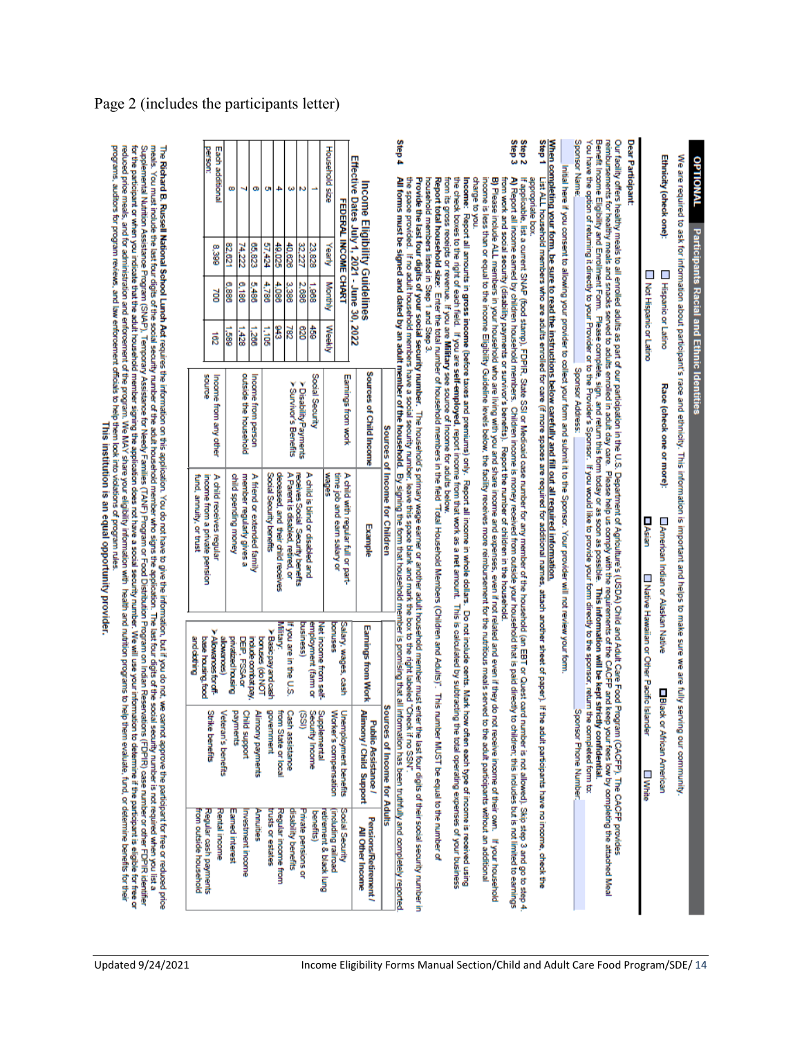Page 2 (includes the participants letter)

**OPTIONAL — Participants Racial and Ethnic Identities**

We are required to ask for information about participant's race and ethnicity. This information is important and helps to make sure we are fully serving our community.

**Ethnicity (check one):** ☐ Hispanic or Latino ☐ Not Hispanic or Latino

**Race (check one or more):** ☐ American Indian or Alaskan Native ☐ Asian ☐ Black or African American ☐ Native Hawaiian or Other Pacific Islander ☐ White

**Dear Participant:**

Our facility offers healthy meals to all enrolled adults as part of our participation in the U.S. Department of Agriculture's (USDA) Child and Adult Care Food Program (CACFP). The CACFP provides reimbursements for healthy meals and snacks served to adults enrolled in adult day care. Please help us comply with the requirements of the CACFP and keep your fees low by completing the attached Meal Benefit Income Eligibility and Enrollment Form. Please complete, sign, and return this form today or as soon as possible. **This information will be kept strictly confidential.** You have the option of returning it directly to your Provider or to the Provider's Sponsor. If you would like to provide your form directly to the sponsor, return the completed form to:

| Sponsor Name: | Sponsor Address: | Sponsor Phone Number: |
|---|---|---|

Initial here if you consent to allowing your provider to collect your form and submit it to the Sponsor. Your provider will not review your form.

**When completing your form, be sure to read the instructions below carefully and fill out all required information.**

**Step 1** List ALL household members who are adults enrolled for care (if more spaces are required for additional names, attach another sheet of paper). If the adult participants have no income, check the appropriate box.

**Step 2** If applicable, list a current SNAP (food stamp), FDPIR, State SSI or Medicaid case number for any member of the household (an EBT or Quest card number is not allowed). Skip step 3 and go to step 4.

**Step 3** **A)** Report all income earned by children household members. Children income is money received from outside your household that is paid directly to children; this includes but is not limited to earnings from work and social security (disability payments or survivor's benefits). Report the number of children in the household.

**B)** Please include ALL members in your household who are living with you and share income and expenses, even if not related and even if they do not receive income of their own. If your household income is less than or equal to the Income Eligibility Guideline levels below, the facility receives more reimbursement for the nutritious meals served to the adult participants without an additional charge to you.

**Income:** Report all amounts in **gross income** (before taxes and premiums) only. Report all income in whole dollars. Do not include cents. Mark how often each type of income is received using the check boxes to the right of each field. If you are **self-employed**, report income from that work as a net amount. This is calculated by subtracting the total operating expenses of your business from its gross receipts or revenue. If you are **Military** see source of income for adults below.

**Report total household size:** Enter the total number of household members in the field "Total Household Members (Children and Adults)". This number MUST be equal to the number of household members listed in Step 1 and Step 3.

**Provide the last four digits of your social security number.** The household's primary wage earner or another adult household member must enter the last four digits of their social security number in the space provided. If no adult household members have a social security number, leave this space blank and mark the box to the right labeled "Check if no SSN".

**Step 4** **All forms must be signed and dated by an adult member of the household.** By signing the form that household member is promising that all information has been truthfully and completely reported.

**Income Eligibility Guidelines**
**Effective Dates July 1, 2021 - June 30, 2022**
**FEDERAL INCOME CHART**

| Household size | Yearly | Monthly | Weekly |
|---|---|---|---|
| 1 | 23,828 | 1,986 | 459 |
| 2 | 32,227 | 2,686 | 620 |
| 3 | 40,626 | 3,386 | 782 |
| 4 | 49,025 | 4,086 | 943 |
| 5 | 57,424 | 4,786 | 1,105 |
| 6 | 65,823 | 5,486 | 1,266 |
| 7 | 74,222 | 6,186 | 1,428 |
| 8 | 82,621 | 6,886 | 1,589 |
| Each additional person: | 8,399 | 700 | 162 |

**Sources of Income for Children**

| Sources of Child Income | Example |
|---|---|
| Earnings from work | A child with regular full or part-time job and earn salary or wages |
| Social Security ➢ Disability Payments ➢ Survivor's Benefits | A child is blind or disabled and receives Social Security benefits; A Parent is disabled, retired, or deceased, and their child receives Social Security benefits |
| Income from person outside the household | A friend or extended family member regularly gives a child spending money |
| Income from any other source | A child receives regular income from a private pension fund, annuity, or trust |

**Sources of Income for Adults**

| Earnings from Work | Public Assistance / Alimony / Child Support | Pensions/Retirement / All Other Income |
|---|---|---|
| Salary, wages, cash bonuses<br>Net income from self-employment (farm or business)<br>If you are in the U.S. Military:<br>➢ Basic pay and cash bonuses (do NOT include combat pay, DEP, FSSA or privatized housing allowances)<br>➢ Allowances for off-base housing, food and clothing | Unemployment benefits<br>Worker's compensation<br>Supplemental Security Income (SSI)<br>Cash assistance from State or local government<br>Alimony payments<br>Child support payments<br>Veteran's benefits<br>Strike benefits | Social Security (including railroad retirement & black lung benefits)<br>Private pensions or disability benefits<br>Regular income from trusts or estates<br>Annuities<br>Investment income<br>Earned interest<br>Rental income<br>Regular cash payments from outside household |

The **Richard B. Russell National School Lunch Act** requires the information on this application. You do not have to give the information, but if you do not, we cannot approve the participant for free or reduced price meals. You must include the last four digits of the social security number of the adult household member who signs the application. The last four digits of the social security number is not required when you list a Supplemental Nutrition Assistance Program (SNAP), Temporary Assistance for Needy Families (TANF) Program or Food Distribution Program on Indian Reservations (FDPIR) case number or other FDPIR identifier for the participant or when you indicate that the adult household member signing the application does not have a social security number. We will use your information to determine if the participant is eligible for free or reduced price meals, and for administration and enforcement of the program. We MAY share your eligibility information with health and nutrition programs to help them evaluate, fund, or determine benefits for their programs, auditors for program reviews, and law enforcement officials to help them look into violations of program rules.

**This institution is an equal opportunity provider.**

Updated 9/24/2021 Income Eligibility Forms Manual Section/Child and Adult Care Food Program/SDE/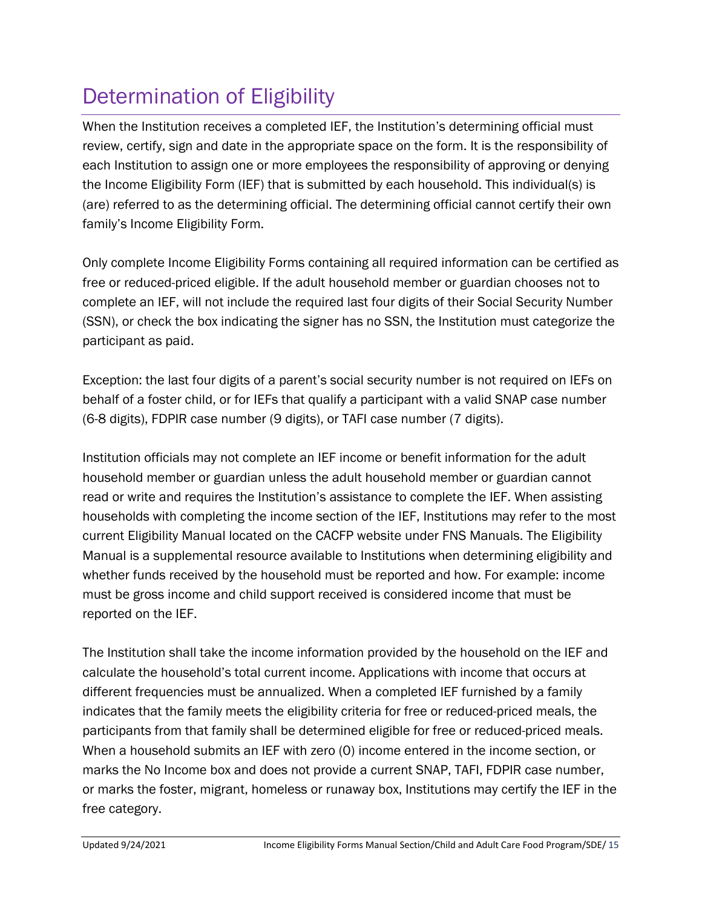# Determination of Eligibility

When the Institution receives a completed IEF, the Institution's determining official must review, certify, sign and date in the appropriate space on the form. It is the responsibility of each Institution to assign one or more employees the responsibility of approving or denying the Income Eligibility Form (IEF) that is submitted by each household. This individual(s) is (are) referred to as the determining official. The determining official cannot certify their own family's Income Eligibility Form.

Only complete Income Eligibility Forms containing all required information can be certified as free or reduced-priced eligible. If the adult household member or guardian chooses not to complete an IEF, will not include the required last four digits of their Social Security Number (SSN), or check the box indicating the signer has no SSN, the Institution must categorize the participant as paid.

Exception: the last four digits of a parent's social security number is not required on IEFs on behalf of a foster child, or for IEFs that qualify a participant with a valid SNAP case number (6-8 digits), FDPIR case number (9 digits), or TAFI case number (7 digits).

Institution officials may not complete an IEF income or benefit information for the adult household member or guardian unless the adult household member or guardian cannot read or write and requires the Institution's assistance to complete the IEF. When assisting households with completing the income section of the IEF, Institutions may refer to the most current Eligibility Manual located on the CACFP website under FNS Manuals. The Eligibility Manual is a supplemental resource available to Institutions when determining eligibility and whether funds received by the household must be reported and how. For example: income must be gross income and child support received is considered income that must be reported on the IEF.

The Institution shall take the income information provided by the household on the IEF and calculate the household's total current income. Applications with income that occurs at different frequencies must be annualized. When a completed IEF furnished by a family indicates that the family meets the eligibility criteria for free or reduced-priced meals, the participants from that family shall be determined eligible for free or reduced-priced meals. When a household submits an IEF with zero (0) income entered in the income section, or marks the No Income box and does not provide a current SNAP, TAFI, FDPIR case number, or marks the foster, migrant, homeless or runaway box, Institutions may certify the IEF in the free category.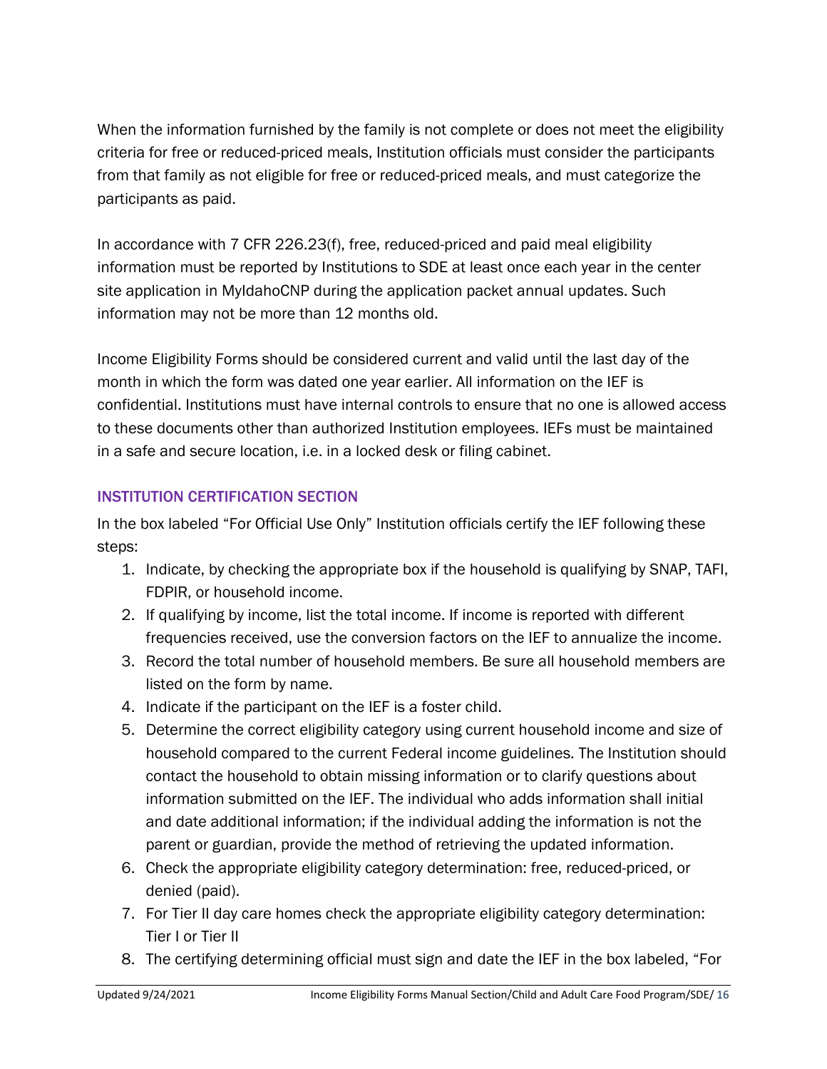When the information furnished by the family is not complete or does not meet the eligibility criteria for free or reduced-priced meals, Institution officials must consider the participants from that family as not eligible for free or reduced-priced meals, and must categorize the participants as paid.

In accordance with 7 CFR 226.23(f), free, reduced-priced and paid meal eligibility information must be reported by Institutions to SDE at least once each year in the center site application in MyIdahoCNP during the application packet annual updates. Such information may not be more than 12 months old.

Income Eligibility Forms should be considered current and valid until the last day of the month in which the form was dated one year earlier. All information on the IEF is confidential. Institutions must have internal controls to ensure that no one is allowed access to these documents other than authorized Institution employees. IEFs must be maintained in a safe and secure location, i.e. in a locked desk or filing cabinet.

### INSTITUTION CERTIFICATION SECTION

In the box labeled "For Official Use Only" Institution officials certify the IEF following these steps:

1. Indicate, by checking the appropriate box if the household is qualifying by SNAP, TAFI, FDPIR, or household income.
2. If qualifying by income, list the total income. If income is reported with different frequencies received, use the conversion factors on the IEF to annualize the income.
3. Record the total number of household members. Be sure all household members are listed on the form by name.
4. Indicate if the participant on the IEF is a foster child.
5. Determine the correct eligibility category using current household income and size of household compared to the current Federal income guidelines. The Institution should contact the household to obtain missing information or to clarify questions about information submitted on the IEF. The individual who adds information shall initial and date additional information; if the individual adding the information is not the parent or guardian, provide the method of retrieving the updated information.
6. Check the appropriate eligibility category determination: free, reduced-priced, or denied (paid).
7. For Tier II day care homes check the appropriate eligibility category determination: Tier I or Tier II
8. The certifying determining official must sign and date the IEF in the box labeled, "For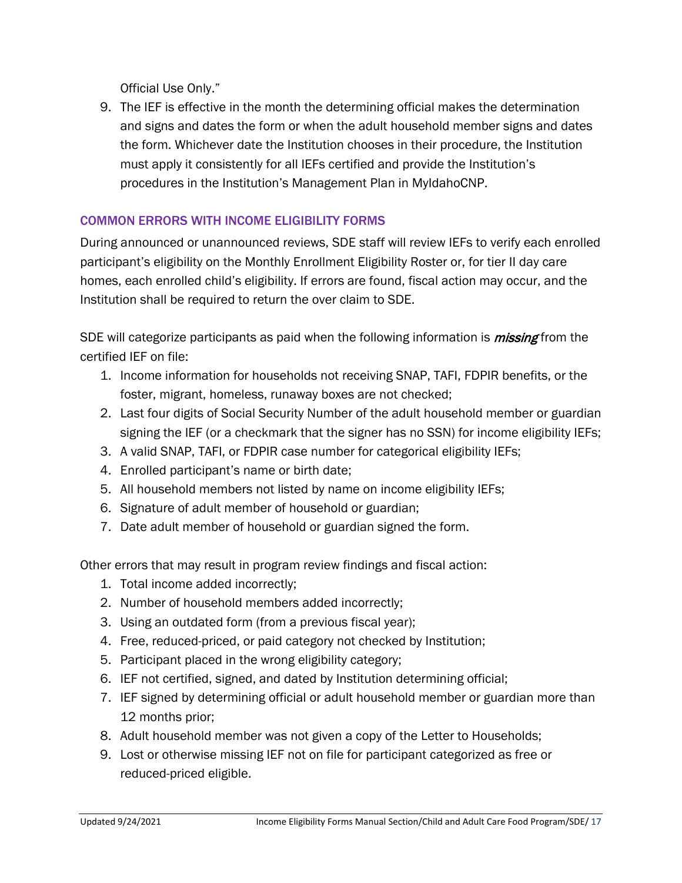Official Use Only."

9. The IEF is effective in the month the determining official makes the determination and signs and dates the form or when the adult household member signs and dates the form. Whichever date the Institution chooses in their procedure, the Institution must apply it consistently for all IEFs certified and provide the Institution's procedures in the Institution's Management Plan in MyIdahoCNP.

### COMMON ERRORS WITH INCOME ELIGIBILITY FORMS

During announced or unannounced reviews, SDE staff will review IEFs to verify each enrolled participant's eligibility on the Monthly Enrollment Eligibility Roster or, for tier II day care homes, each enrolled child's eligibility. If errors are found, fiscal action may occur, and the Institution shall be required to return the over claim to SDE.

SDE will categorize participants as paid when the following information is ***missing*** from the certified IEF on file:

1. Income information for households not receiving SNAP, TAFI, FDPIR benefits, or the foster, migrant, homeless, runaway boxes are not checked;
2. Last four digits of Social Security Number of the adult household member or guardian signing the IEF (or a checkmark that the signer has no SSN) for income eligibility IEFs;
3. A valid SNAP, TAFI, or FDPIR case number for categorical eligibility IEFs;
4. Enrolled participant's name or birth date;
5. All household members not listed by name on income eligibility IEFs;
6. Signature of adult member of household or guardian;
7. Date adult member of household or guardian signed the form.

Other errors that may result in program review findings and fiscal action:

1. Total income added incorrectly;
2. Number of household members added incorrectly;
3. Using an outdated form (from a previous fiscal year);
4. Free, reduced-priced, or paid category not checked by Institution;
5. Participant placed in the wrong eligibility category;
6. IEF not certified, signed, and dated by Institution determining official;
7. IEF signed by determining official or adult household member or guardian more than 12 months prior;
8. Adult household member was not given a copy of the Letter to Households;
9. Lost or otherwise missing IEF not on file for participant categorized as free or reduced-priced eligible.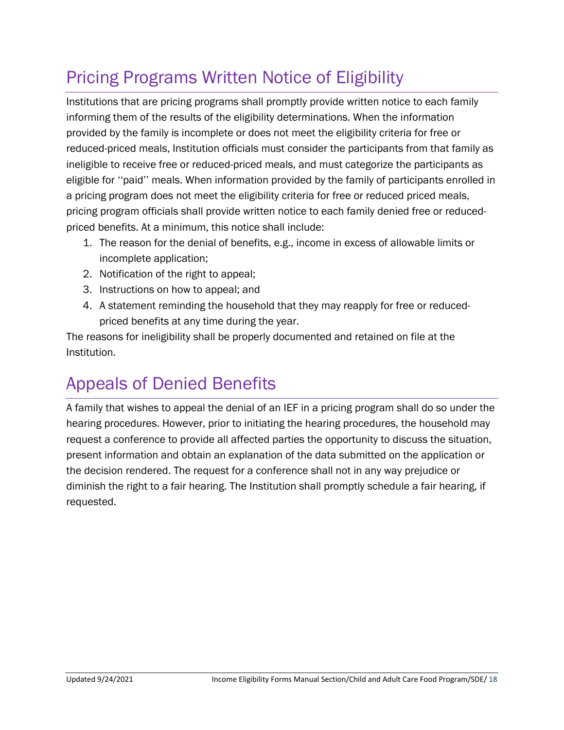## Pricing Programs Written Notice of Eligibility

Institutions that are pricing programs shall promptly provide written notice to each family informing them of the results of the eligibility determinations. When the information provided by the family is incomplete or does not meet the eligibility criteria for free or reduced-priced meals, Institution officials must consider the participants from that family as ineligible to receive free or reduced-priced meals, and must categorize the participants as eligible for ''paid'' meals. When information provided by the family of participants enrolled in a pricing program does not meet the eligibility criteria for free or reduced priced meals, pricing program officials shall provide written notice to each family denied free or reduced-priced benefits. At a minimum, this notice shall include:

1. The reason for the denial of benefits, e.g., income in excess of allowable limits or incomplete application;
2. Notification of the right to appeal;
3. Instructions on how to appeal; and
4. A statement reminding the household that they may reapply for free or reduced-priced benefits at any time during the year.

The reasons for ineligibility shall be properly documented and retained on file at the Institution.

## Appeals of Denied Benefits

A family that wishes to appeal the denial of an IEF in a pricing program shall do so under the hearing procedures. However, prior to initiating the hearing procedures, the household may request a conference to provide all affected parties the opportunity to discuss the situation, present information and obtain an explanation of the data submitted on the application or the decision rendered. The request for a conference shall not in any way prejudice or diminish the right to a fair hearing. The Institution shall promptly schedule a fair hearing, if requested.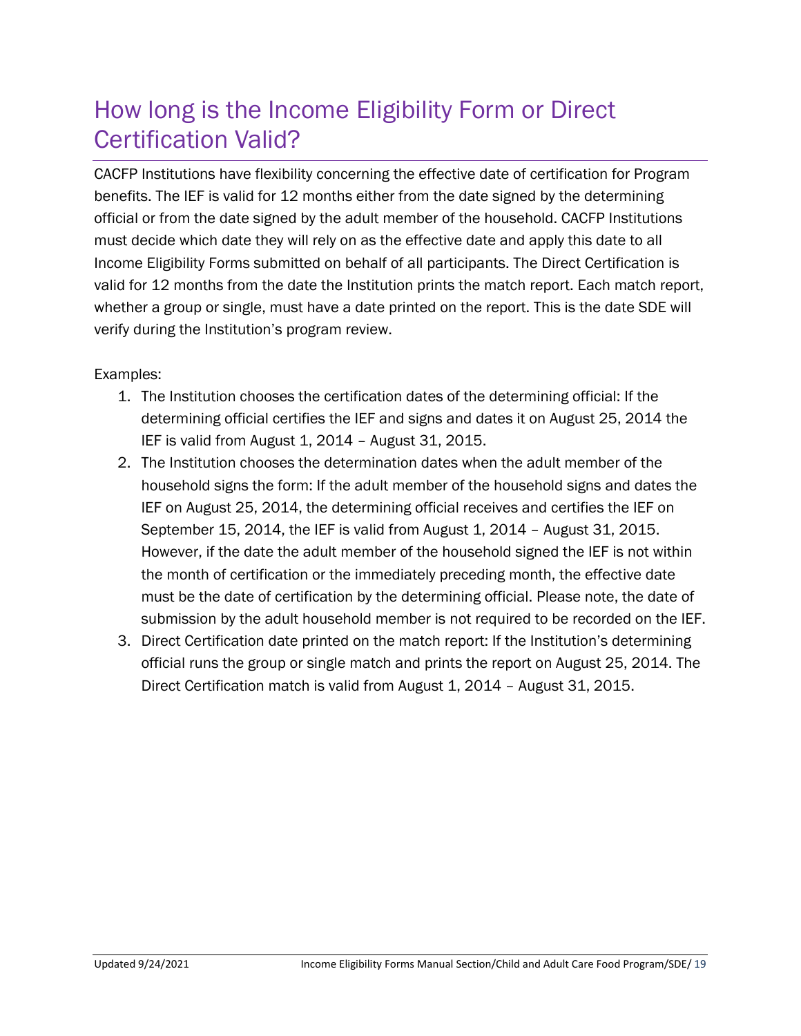# How long is the Income Eligibility Form or Direct Certification Valid?

CACFP Institutions have flexibility concerning the effective date of certification for Program benefits. The IEF is valid for 12 months either from the date signed by the determining official or from the date signed by the adult member of the household. CACFP Institutions must decide which date they will rely on as the effective date and apply this date to all Income Eligibility Forms submitted on behalf of all participants. The Direct Certification is valid for 12 months from the date the Institution prints the match report. Each match report, whether a group or single, must have a date printed on the report. This is the date SDE will verify during the Institution's program review.

Examples:

1. The Institution chooses the certification dates of the determining official: If the determining official certifies the IEF and signs and dates it on August 25, 2014 the IEF is valid from August 1, 2014 – August 31, 2015.
2. The Institution chooses the determination dates when the adult member of the household signs the form: If the adult member of the household signs and dates the IEF on August 25, 2014, the determining official receives and certifies the IEF on September 15, 2014, the IEF is valid from August 1, 2014 – August 31, 2015. However, if the date the adult member of the household signed the IEF is not within the month of certification or the immediately preceding month, the effective date must be the date of certification by the determining official. Please note, the date of submission by the adult household member is not required to be recorded on the IEF.
3. Direct Certification date printed on the match report: If the Institution's determining official runs the group or single match and prints the report on August 25, 2014. The Direct Certification match is valid from August 1, 2014 – August 31, 2015.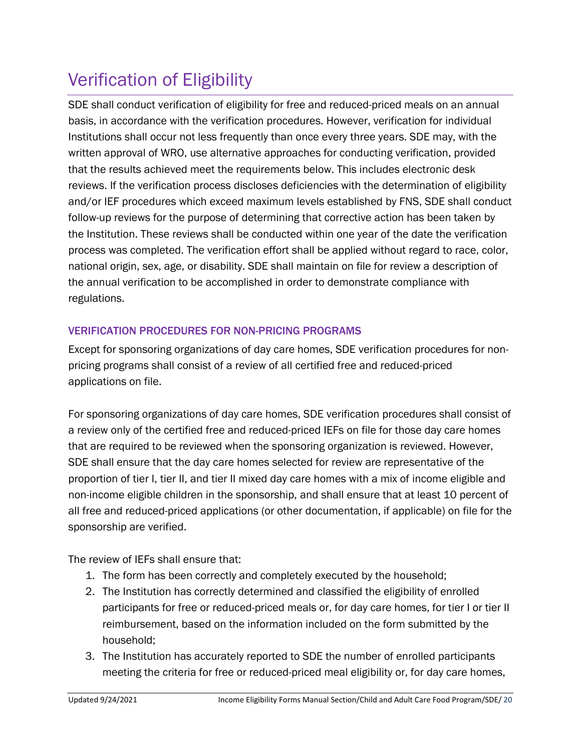# Verification of Eligibility

SDE shall conduct verification of eligibility for free and reduced-priced meals on an annual basis, in accordance with the verification procedures. However, verification for individual Institutions shall occur not less frequently than once every three years. SDE may, with the written approval of WRO, use alternative approaches for conducting verification, provided that the results achieved meet the requirements below. This includes electronic desk reviews. If the verification process discloses deficiencies with the determination of eligibility and/or IEF procedures which exceed maximum levels established by FNS, SDE shall conduct follow-up reviews for the purpose of determining that corrective action has been taken by the Institution. These reviews shall be conducted within one year of the date the verification process was completed. The verification effort shall be applied without regard to race, color, national origin, sex, age, or disability. SDE shall maintain on file for review a description of the annual verification to be accomplished in order to demonstrate compliance with regulations.

### VERIFICATION PROCEDURES FOR NON-PRICING PROGRAMS

Except for sponsoring organizations of day care homes, SDE verification procedures for non-pricing programs shall consist of a review of all certified free and reduced-priced applications on file.

For sponsoring organizations of day care homes, SDE verification procedures shall consist of a review only of the certified free and reduced-priced IEFs on file for those day care homes that are required to be reviewed when the sponsoring organization is reviewed. However, SDE shall ensure that the day care homes selected for review are representative of the proportion of tier I, tier II, and tier II mixed day care homes with a mix of income eligible and non-income eligible children in the sponsorship, and shall ensure that at least 10 percent of all free and reduced-priced applications (or other documentation, if applicable) on file for the sponsorship are verified.

The review of IEFs shall ensure that:

1. The form has been correctly and completely executed by the household;
2. The Institution has correctly determined and classified the eligibility of enrolled participants for free or reduced-priced meals or, for day care homes, for tier I or tier II reimbursement, based on the information included on the form submitted by the household;
3. The Institution has accurately reported to SDE the number of enrolled participants meeting the criteria for free or reduced-priced meal eligibility or, for day care homes,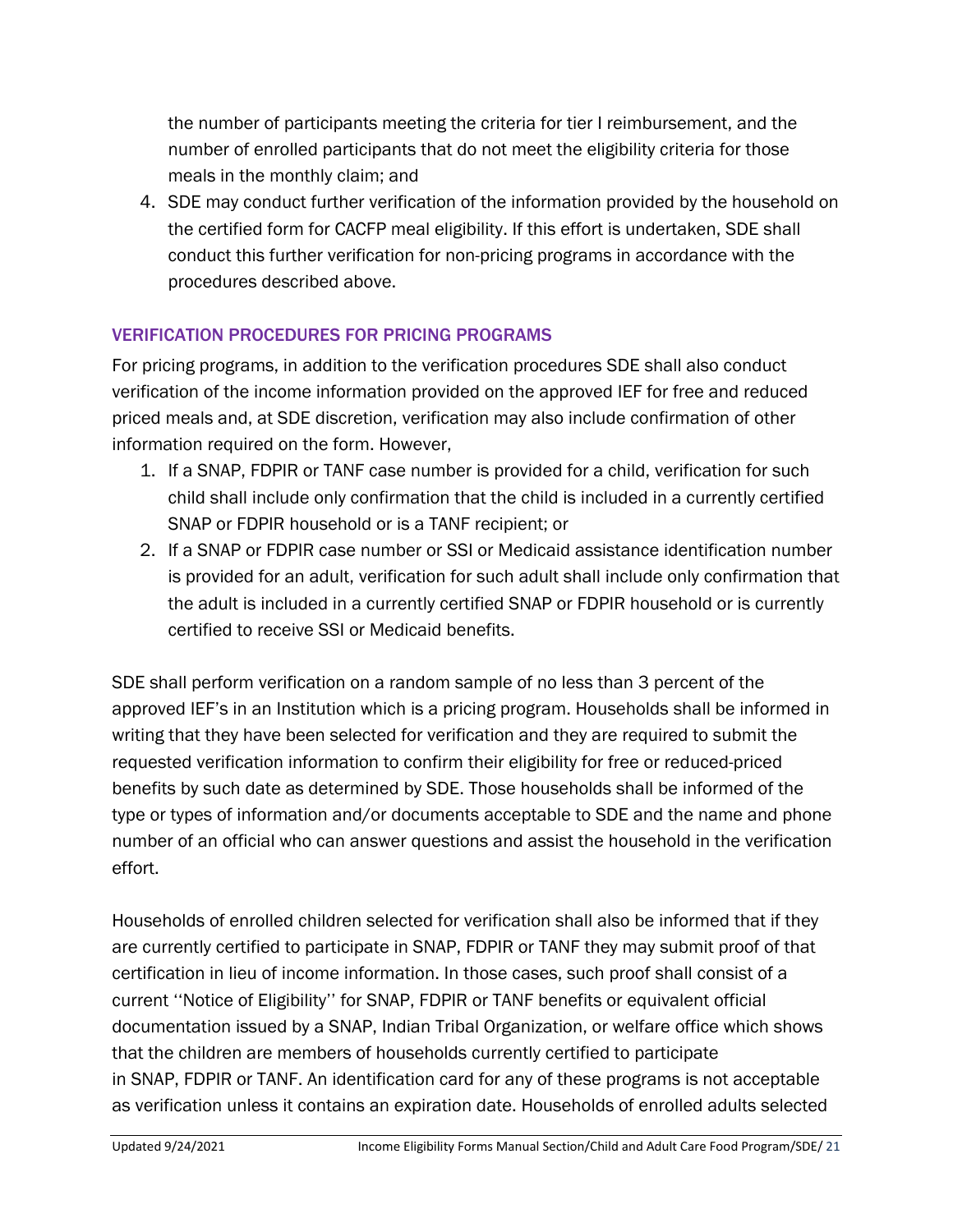the number of participants meeting the criteria for tier I reimbursement, and the number of enrolled participants that do not meet the eligibility criteria for those meals in the monthly claim; and

4. SDE may conduct further verification of the information provided by the household on the certified form for CACFP meal eligibility. If this effort is undertaken, SDE shall conduct this further verification for non-pricing programs in accordance with the procedures described above.

### VERIFICATION PROCEDURES FOR PRICING PROGRAMS

For pricing programs, in addition to the verification procedures SDE shall also conduct verification of the income information provided on the approved IEF for free and reduced priced meals and, at SDE discretion, verification may also include confirmation of other information required on the form. However,

1. If a SNAP, FDPIR or TANF case number is provided for a child, verification for such child shall include only confirmation that the child is included in a currently certified SNAP or FDPIR household or is a TANF recipient; or
2. If a SNAP or FDPIR case number or SSI or Medicaid assistance identification number is provided for an adult, verification for such adult shall include only confirmation that the adult is included in a currently certified SNAP or FDPIR household or is currently certified to receive SSI or Medicaid benefits.

SDE shall perform verification on a random sample of no less than 3 percent of the approved IEF's in an Institution which is a pricing program. Households shall be informed in writing that they have been selected for verification and they are required to submit the requested verification information to confirm their eligibility for free or reduced-priced benefits by such date as determined by SDE. Those households shall be informed of the type or types of information and/or documents acceptable to SDE and the name and phone number of an official who can answer questions and assist the household in the verification effort.

Households of enrolled children selected for verification shall also be informed that if they are currently certified to participate in SNAP, FDPIR or TANF they may submit proof of that certification in lieu of income information. In those cases, such proof shall consist of a current ''Notice of Eligibility'' for SNAP, FDPIR or TANF benefits or equivalent official documentation issued by a SNAP, Indian Tribal Organization, or welfare office which shows that the children are members of households currently certified to participate in SNAP, FDPIR or TANF. An identification card for any of these programs is not acceptable as verification unless it contains an expiration date. Households of enrolled adults selected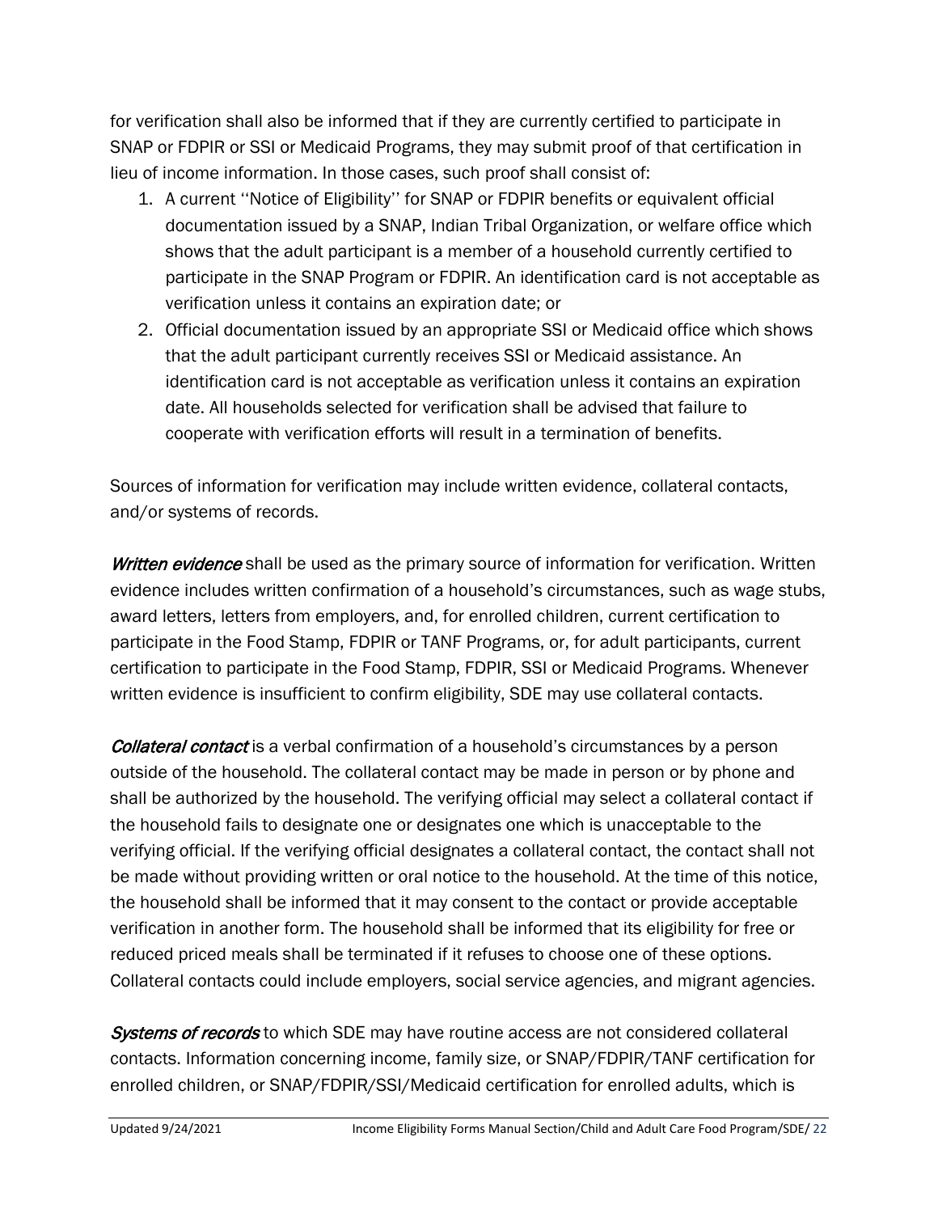for verification shall also be informed that if they are currently certified to participate in SNAP or FDPIR or SSI or Medicaid Programs, they may submit proof of that certification in lieu of income information. In those cases, such proof shall consist of:

1. A current ''Notice of Eligibility'' for SNAP or FDPIR benefits or equivalent official documentation issued by a SNAP, Indian Tribal Organization, or welfare office which shows that the adult participant is a member of a household currently certified to participate in the SNAP Program or FDPIR. An identification card is not acceptable as verification unless it contains an expiration date; or
2. Official documentation issued by an appropriate SSI or Medicaid office which shows that the adult participant currently receives SSI or Medicaid assistance. An identification card is not acceptable as verification unless it contains an expiration date. All households selected for verification shall be advised that failure to cooperate with verification efforts will result in a termination of benefits.

Sources of information for verification may include written evidence, collateral contacts, and/or systems of records.

***Written evidence*** shall be used as the primary source of information for verification. Written evidence includes written confirmation of a household's circumstances, such as wage stubs, award letters, letters from employers, and, for enrolled children, current certification to participate in the Food Stamp, FDPIR or TANF Programs, or, for adult participants, current certification to participate in the Food Stamp, FDPIR, SSI or Medicaid Programs. Whenever written evidence is insufficient to confirm eligibility, SDE may use collateral contacts.

***Collateral contact*** is a verbal confirmation of a household's circumstances by a person outside of the household. The collateral contact may be made in person or by phone and shall be authorized by the household. The verifying official may select a collateral contact if the household fails to designate one or designates one which is unacceptable to the verifying official. If the verifying official designates a collateral contact, the contact shall not be made without providing written or oral notice to the household. At the time of this notice, the household shall be informed that it may consent to the contact or provide acceptable verification in another form. The household shall be informed that its eligibility for free or reduced priced meals shall be terminated if it refuses to choose one of these options. Collateral contacts could include employers, social service agencies, and migrant agencies.

***Systems of records*** to which SDE may have routine access are not considered collateral contacts. Information concerning income, family size, or SNAP/FDPIR/TANF certification for enrolled children, or SNAP/FDPIR/SSI/Medicaid certification for enrolled adults, which is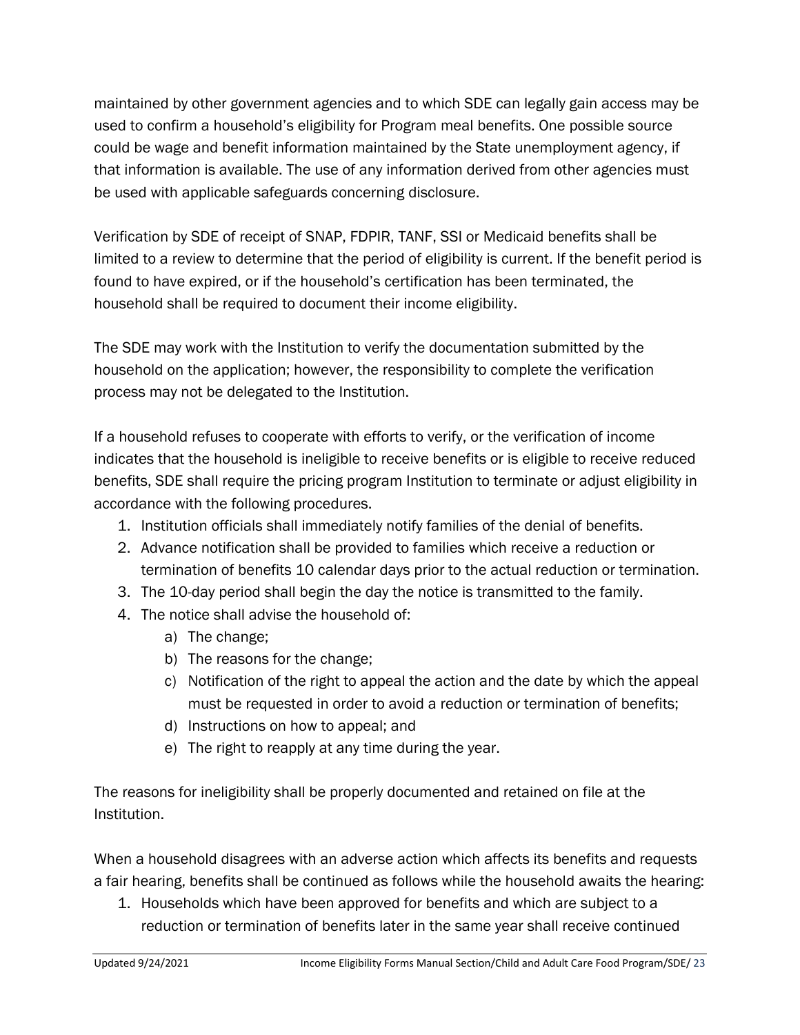maintained by other government agencies and to which SDE can legally gain access may be used to confirm a household's eligibility for Program meal benefits. One possible source could be wage and benefit information maintained by the State unemployment agency, if that information is available. The use of any information derived from other agencies must be used with applicable safeguards concerning disclosure.

Verification by SDE of receipt of SNAP, FDPIR, TANF, SSI or Medicaid benefits shall be limited to a review to determine that the period of eligibility is current. If the benefit period is found to have expired, or if the household's certification has been terminated, the household shall be required to document their income eligibility.

The SDE may work with the Institution to verify the documentation submitted by the household on the application; however, the responsibility to complete the verification process may not be delegated to the Institution.

If a household refuses to cooperate with efforts to verify, or the verification of income indicates that the household is ineligible to receive benefits or is eligible to receive reduced benefits, SDE shall require the pricing program Institution to terminate or adjust eligibility in accordance with the following procedures.

1. Institution officials shall immediately notify families of the denial of benefits.
2. Advance notification shall be provided to families which receive a reduction or termination of benefits 10 calendar days prior to the actual reduction or termination.
3. The 10-day period shall begin the day the notice is transmitted to the family.
4. The notice shall advise the household of:
    a) The change;
    b) The reasons for the change;
    c) Notification of the right to appeal the action and the date by which the appeal must be requested in order to avoid a reduction or termination of benefits;
    d) Instructions on how to appeal; and
    e) The right to reapply at any time during the year.

The reasons for ineligibility shall be properly documented and retained on file at the Institution.

When a household disagrees with an adverse action which affects its benefits and requests a fair hearing, benefits shall be continued as follows while the household awaits the hearing:

1. Households which have been approved for benefits and which are subject to a reduction or termination of benefits later in the same year shall receive continued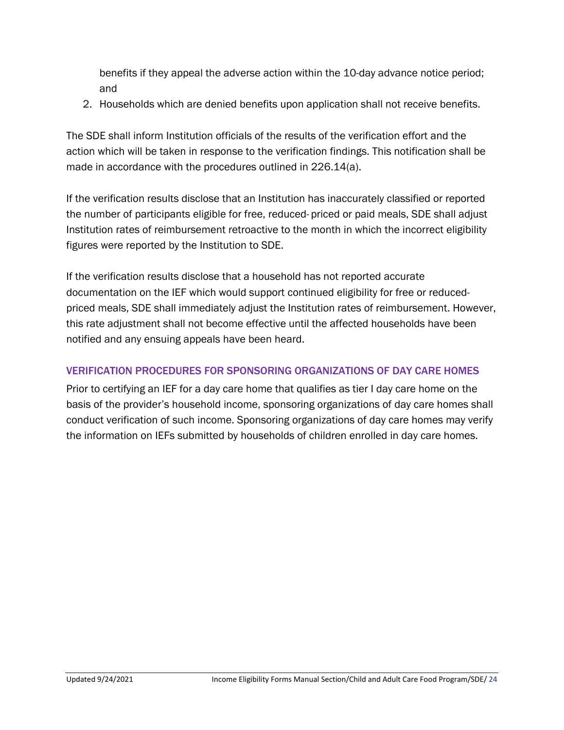benefits if they appeal the adverse action within the 10-day advance notice period; and

2. Households which are denied benefits upon application shall not receive benefits.

The SDE shall inform Institution officials of the results of the verification effort and the action which will be taken in response to the verification findings. This notification shall be made in accordance with the procedures outlined in 226.14(a).

If the verification results disclose that an Institution has inaccurately classified or reported the number of participants eligible for free, reduced- priced or paid meals, SDE shall adjust Institution rates of reimbursement retroactive to the month in which the incorrect eligibility figures were reported by the Institution to SDE.

If the verification results disclose that a household has not reported accurate documentation on the IEF which would support continued eligibility for free or reduced-priced meals, SDE shall immediately adjust the Institution rates of reimbursement. However, this rate adjustment shall not become effective until the affected households have been notified and any ensuing appeals have been heard.

## VERIFICATION PROCEDURES FOR SPONSORING ORGANIZATIONS OF DAY CARE HOMES

Prior to certifying an IEF for a day care home that qualifies as tier I day care home on the basis of the provider's household income, sponsoring organizations of day care homes shall conduct verification of such income. Sponsoring organizations of day care homes may verify the information on IEFs submitted by households of children enrolled in day care homes.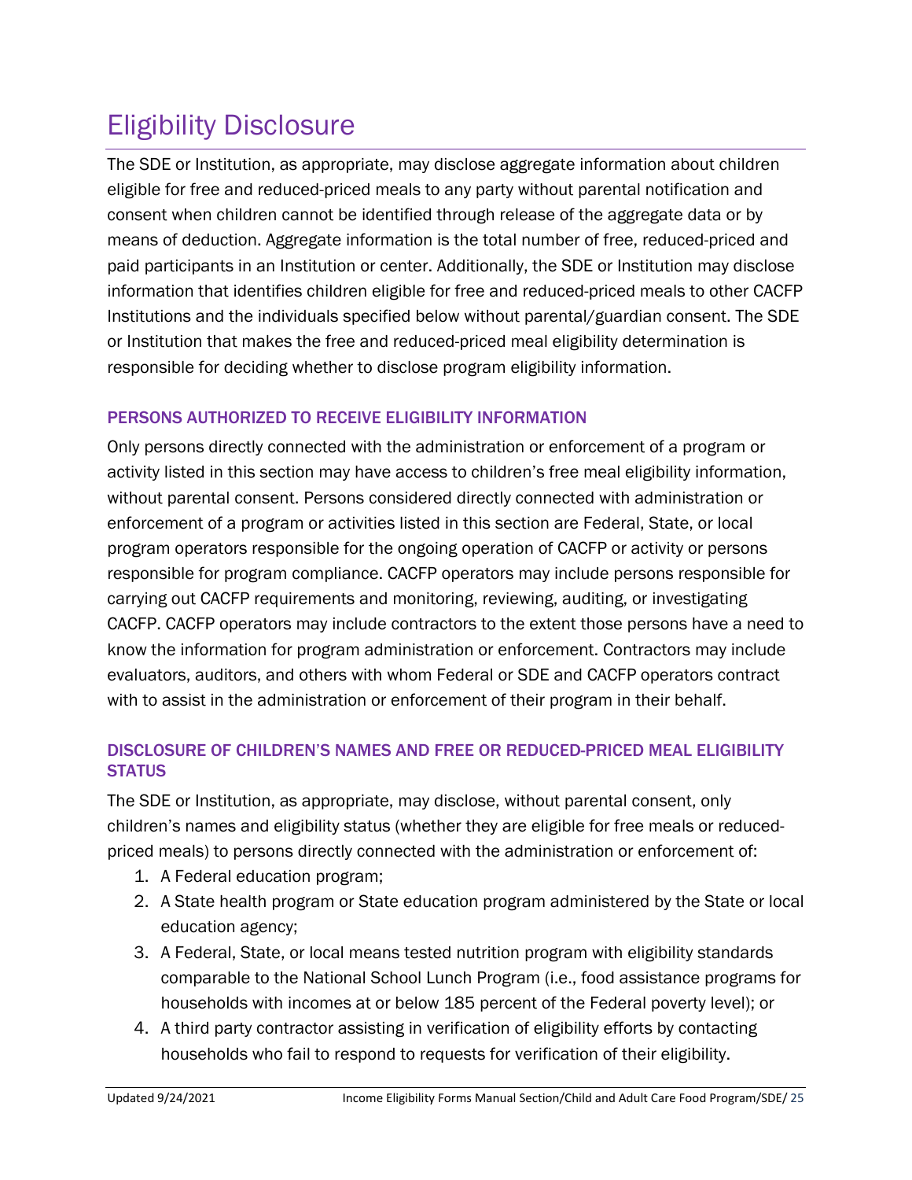# Eligibility Disclosure

The SDE or Institution, as appropriate, may disclose aggregate information about children eligible for free and reduced-priced meals to any party without parental notification and consent when children cannot be identified through release of the aggregate data or by means of deduction. Aggregate information is the total number of free, reduced-priced and paid participants in an Institution or center. Additionally, the SDE or Institution may disclose information that identifies children eligible for free and reduced-priced meals to other CACFP Institutions and the individuals specified below without parental/guardian consent. The SDE or Institution that makes the free and reduced-priced meal eligibility determination is responsible for deciding whether to disclose program eligibility information.

### PERSONS AUTHORIZED TO RECEIVE ELIGIBILITY INFORMATION

Only persons directly connected with the administration or enforcement of a program or activity listed in this section may have access to children's free meal eligibility information, without parental consent. Persons considered directly connected with administration or enforcement of a program or activities listed in this section are Federal, State, or local program operators responsible for the ongoing operation of CACFP or activity or persons responsible for program compliance. CACFP operators may include persons responsible for carrying out CACFP requirements and monitoring, reviewing, auditing, or investigating CACFP. CACFP operators may include contractors to the extent those persons have a need to know the information for program administration or enforcement. Contractors may include evaluators, auditors, and others with whom Federal or SDE and CACFP operators contract with to assist in the administration or enforcement of their program in their behalf.

### DISCLOSURE OF CHILDREN'S NAMES AND FREE OR REDUCED-PRICED MEAL ELIGIBILITY STATUS

The SDE or Institution, as appropriate, may disclose, without parental consent, only children's names and eligibility status (whether they are eligible for free meals or reduced-priced meals) to persons directly connected with the administration or enforcement of:

1. A Federal education program;
2. A State health program or State education program administered by the State or local education agency;
3. A Federal, State, or local means tested nutrition program with eligibility standards comparable to the National School Lunch Program (i.e., food assistance programs for households with incomes at or below 185 percent of the Federal poverty level); or
4. A third party contractor assisting in verification of eligibility efforts by contacting households who fail to respond to requests for verification of their eligibility.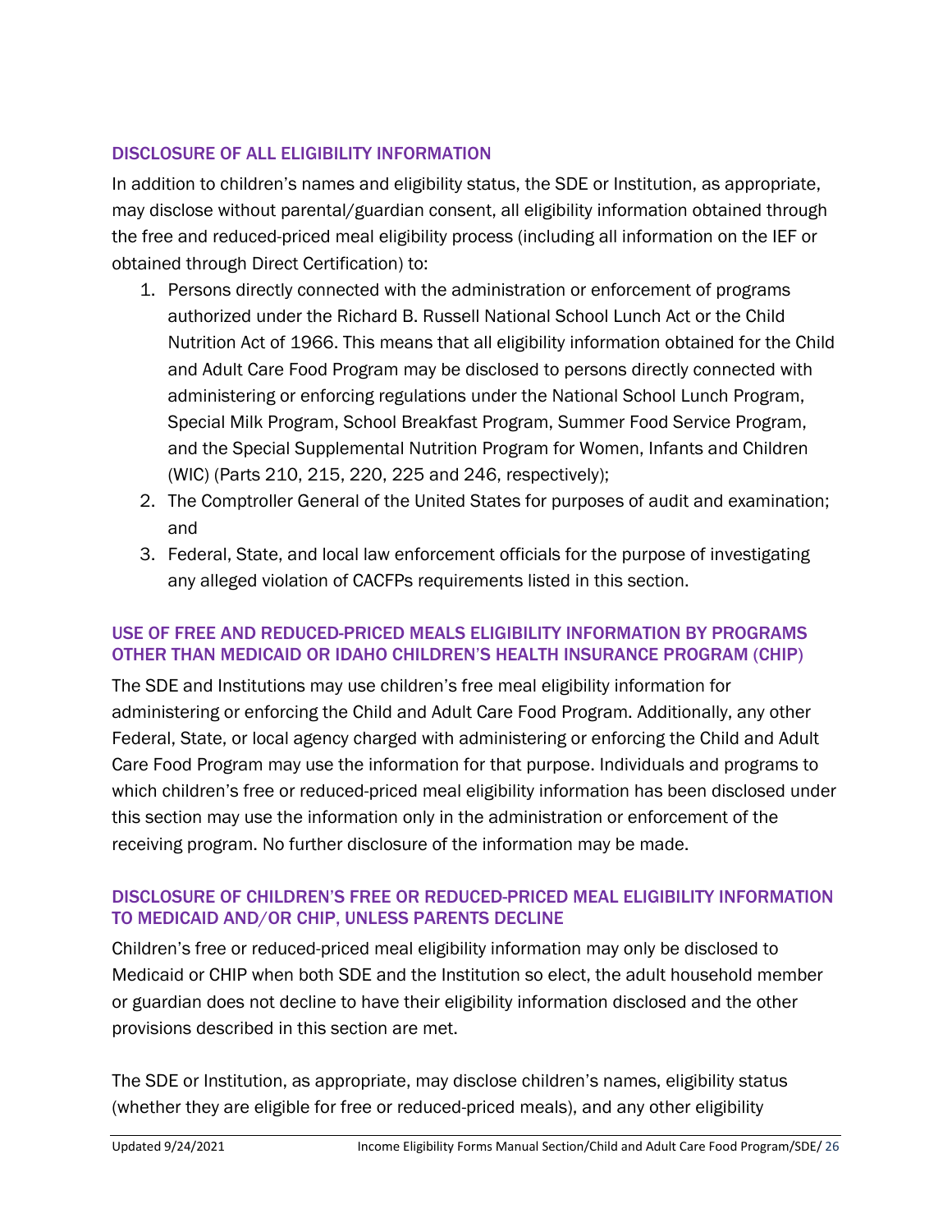### DISCLOSURE OF ALL ELIGIBILITY INFORMATION

In addition to children's names and eligibility status, the SDE or Institution, as appropriate, may disclose without parental/guardian consent, all eligibility information obtained through the free and reduced-priced meal eligibility process (including all information on the IEF or obtained through Direct Certification) to:

1. Persons directly connected with the administration or enforcement of programs authorized under the Richard B. Russell National School Lunch Act or the Child Nutrition Act of 1966. This means that all eligibility information obtained for the Child and Adult Care Food Program may be disclosed to persons directly connected with administering or enforcing regulations under the National School Lunch Program, Special Milk Program, School Breakfast Program, Summer Food Service Program, and the Special Supplemental Nutrition Program for Women, Infants and Children (WIC) (Parts 210, 215, 220, 225 and 246, respectively);
2. The Comptroller General of the United States for purposes of audit and examination; and
3. Federal, State, and local law enforcement officials for the purpose of investigating any alleged violation of CACFPs requirements listed in this section.

### USE OF FREE AND REDUCED-PRICED MEALS ELIGIBILITY INFORMATION BY PROGRAMS OTHER THAN MEDICAID OR IDAHO CHILDREN'S HEALTH INSURANCE PROGRAM (CHIP)

The SDE and Institutions may use children's free meal eligibility information for administering or enforcing the Child and Adult Care Food Program. Additionally, any other Federal, State, or local agency charged with administering or enforcing the Child and Adult Care Food Program may use the information for that purpose. Individuals and programs to which children's free or reduced-priced meal eligibility information has been disclosed under this section may use the information only in the administration or enforcement of the receiving program. No further disclosure of the information may be made.

### DISCLOSURE OF CHILDREN'S FREE OR REDUCED-PRICED MEAL ELIGIBILITY INFORMATION TO MEDICAID AND/OR CHIP, UNLESS PARENTS DECLINE

Children's free or reduced-priced meal eligibility information may only be disclosed to Medicaid or CHIP when both SDE and the Institution so elect, the adult household member or guardian does not decline to have their eligibility information disclosed and the other provisions described in this section are met.

The SDE or Institution, as appropriate, may disclose children's names, eligibility status (whether they are eligible for free or reduced-priced meals), and any other eligibility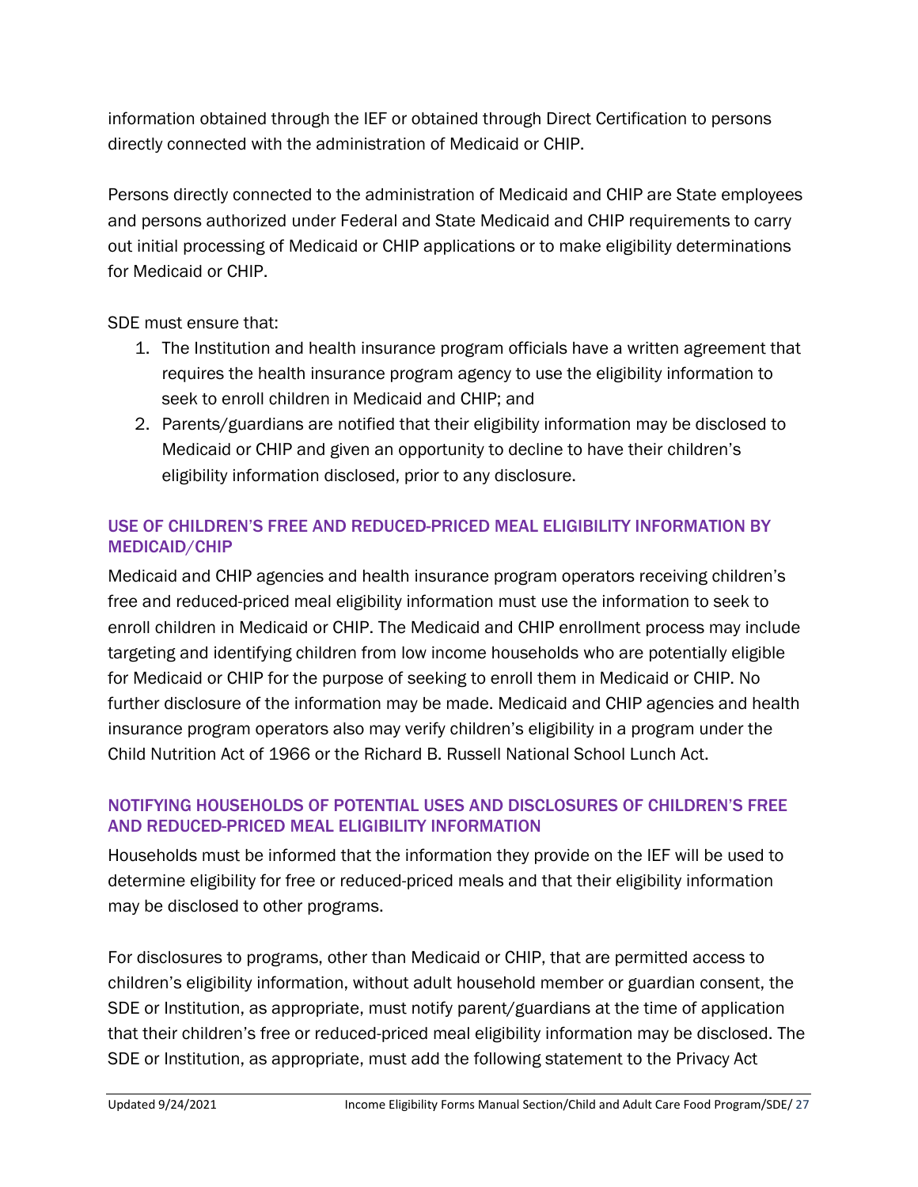information obtained through the IEF or obtained through Direct Certification to persons directly connected with the administration of Medicaid or CHIP.

Persons directly connected to the administration of Medicaid and CHIP are State employees and persons authorized under Federal and State Medicaid and CHIP requirements to carry out initial processing of Medicaid or CHIP applications or to make eligibility determinations for Medicaid or CHIP.

SDE must ensure that:

1. The Institution and health insurance program officials have a written agreement that requires the health insurance program agency to use the eligibility information to seek to enroll children in Medicaid and CHIP; and
2. Parents/guardians are notified that their eligibility information may be disclosed to Medicaid or CHIP and given an opportunity to decline to have their children's eligibility information disclosed, prior to any disclosure.

### USE OF CHILDREN'S FREE AND REDUCED-PRICED MEAL ELIGIBILITY INFORMATION BY MEDICAID/CHIP

Medicaid and CHIP agencies and health insurance program operators receiving children's free and reduced-priced meal eligibility information must use the information to seek to enroll children in Medicaid or CHIP. The Medicaid and CHIP enrollment process may include targeting and identifying children from low income households who are potentially eligible for Medicaid or CHIP for the purpose of seeking to enroll them in Medicaid or CHIP. No further disclosure of the information may be made. Medicaid and CHIP agencies and health insurance program operators also may verify children's eligibility in a program under the Child Nutrition Act of 1966 or the Richard B. Russell National School Lunch Act.

### NOTIFYING HOUSEHOLDS OF POTENTIAL USES AND DISCLOSURES OF CHILDREN'S FREE AND REDUCED-PRICED MEAL ELIGIBILITY INFORMATION

Households must be informed that the information they provide on the IEF will be used to determine eligibility for free or reduced-priced meals and that their eligibility information may be disclosed to other programs.

For disclosures to programs, other than Medicaid or CHIP, that are permitted access to children's eligibility information, without adult household member or guardian consent, the SDE or Institution, as appropriate, must notify parent/guardians at the time of application that their children's free or reduced-priced meal eligibility information may be disclosed. The SDE or Institution, as appropriate, must add the following statement to the Privacy Act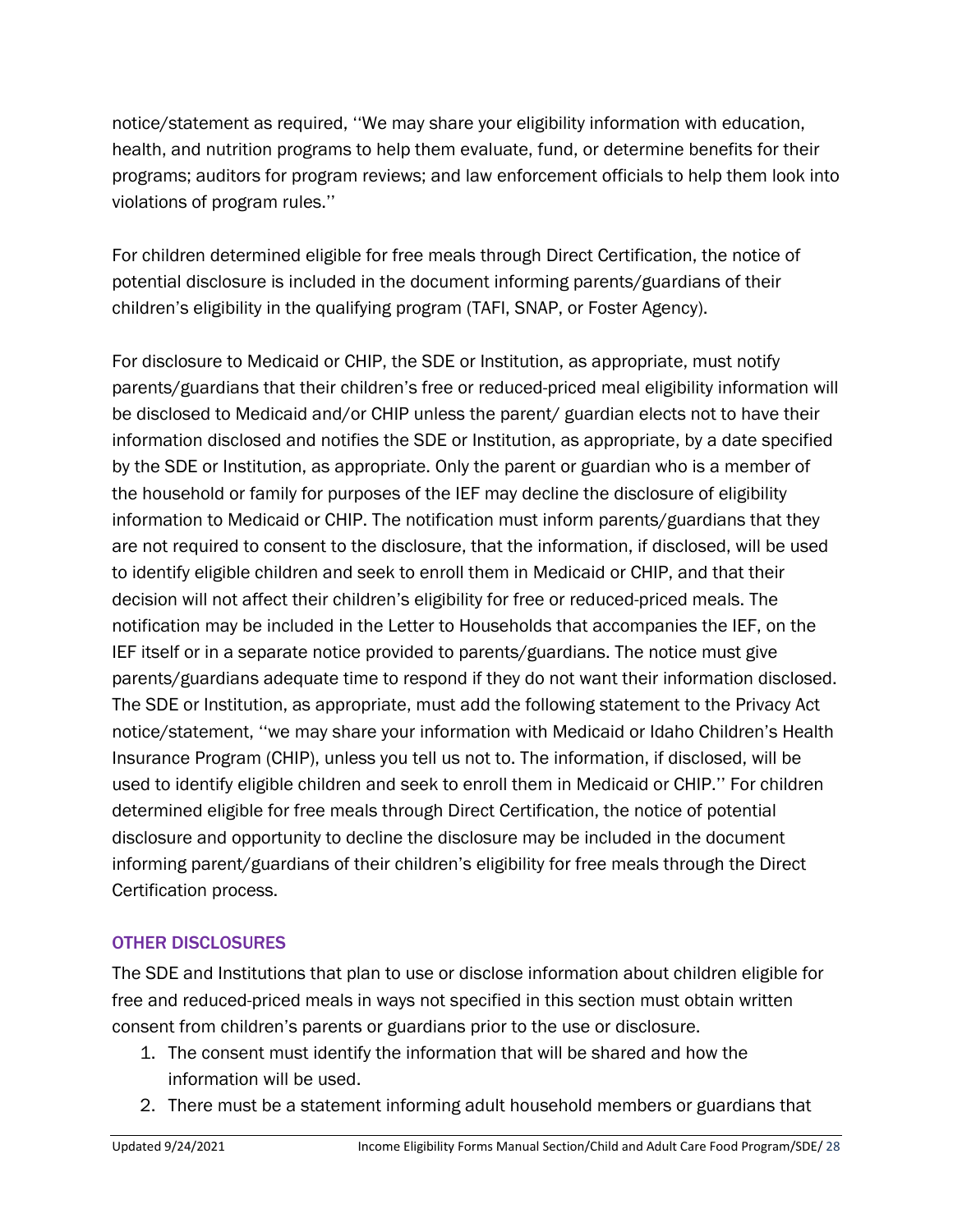notice/statement as required, ''We may share your eligibility information with education, health, and nutrition programs to help them evaluate, fund, or determine benefits for their programs; auditors for program reviews; and law enforcement officials to help them look into violations of program rules.''

For children determined eligible for free meals through Direct Certification, the notice of potential disclosure is included in the document informing parents/guardians of their children's eligibility in the qualifying program (TAFI, SNAP, or Foster Agency).

For disclosure to Medicaid or CHIP, the SDE or Institution, as appropriate, must notify parents/guardians that their children's free or reduced-priced meal eligibility information will be disclosed to Medicaid and/or CHIP unless the parent/ guardian elects not to have their information disclosed and notifies the SDE or Institution, as appropriate, by a date specified by the SDE or Institution, as appropriate. Only the parent or guardian who is a member of the household or family for purposes of the IEF may decline the disclosure of eligibility information to Medicaid or CHIP. The notification must inform parents/guardians that they are not required to consent to the disclosure, that the information, if disclosed, will be used to identify eligible children and seek to enroll them in Medicaid or CHIP, and that their decision will not affect their children's eligibility for free or reduced-priced meals. The notification may be included in the Letter to Households that accompanies the IEF, on the IEF itself or in a separate notice provided to parents/guardians. The notice must give parents/guardians adequate time to respond if they do not want their information disclosed. The SDE or Institution, as appropriate, must add the following statement to the Privacy Act notice/statement, ''we may share your information with Medicaid or Idaho Children's Health Insurance Program (CHIP), unless you tell us not to. The information, if disclosed, will be used to identify eligible children and seek to enroll them in Medicaid or CHIP.'' For children determined eligible for free meals through Direct Certification, the notice of potential disclosure and opportunity to decline the disclosure may be included in the document informing parent/guardians of their children's eligibility for free meals through the Direct Certification process.

### OTHER DISCLOSURES

The SDE and Institutions that plan to use or disclose information about children eligible for free and reduced-priced meals in ways not specified in this section must obtain written consent from children's parents or guardians prior to the use or disclosure.

1. The consent must identify the information that will be shared and how the information will be used.
2. There must be a statement informing adult household members or guardians that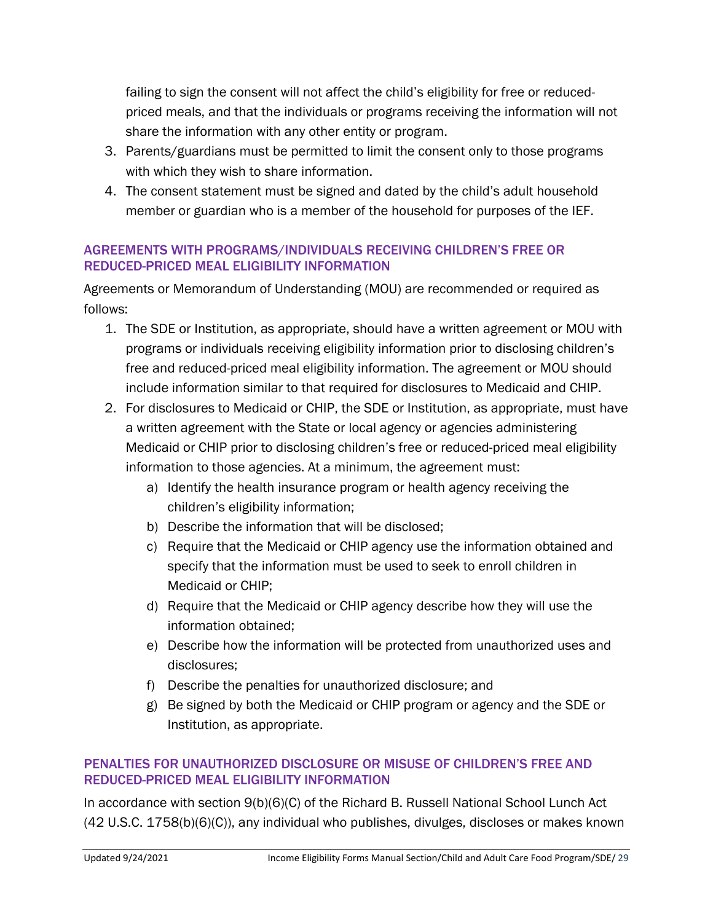failing to sign the consent will not affect the child's eligibility for free or reduced-priced meals, and that the individuals or programs receiving the information will not share the information with any other entity or program.

3. Parents/guardians must be permitted to limit the consent only to those programs with which they wish to share information.
4. The consent statement must be signed and dated by the child's adult household member or guardian who is a member of the household for purposes of the IEF.

### AGREEMENTS WITH PROGRAMS/INDIVIDUALS RECEIVING CHILDREN'S FREE OR REDUCED-PRICED MEAL ELIGIBILITY INFORMATION

Agreements or Memorandum of Understanding (MOU) are recommended or required as follows:

1. The SDE or Institution, as appropriate, should have a written agreement or MOU with programs or individuals receiving eligibility information prior to disclosing children's free and reduced-priced meal eligibility information. The agreement or MOU should include information similar to that required for disclosures to Medicaid and CHIP.
2. For disclosures to Medicaid or CHIP, the SDE or Institution, as appropriate, must have a written agreement with the State or local agency or agencies administering Medicaid or CHIP prior to disclosing children's free or reduced-priced meal eligibility information to those agencies. At a minimum, the agreement must:
   a) Identify the health insurance program or health agency receiving the children's eligibility information;
   b) Describe the information that will be disclosed;
   c) Require that the Medicaid or CHIP agency use the information obtained and specify that the information must be used to seek to enroll children in Medicaid or CHIP;
   d) Require that the Medicaid or CHIP agency describe how they will use the information obtained;
   e) Describe how the information will be protected from unauthorized uses and disclosures;
   f) Describe the penalties for unauthorized disclosure; and
   g) Be signed by both the Medicaid or CHIP program or agency and the SDE or Institution, as appropriate.

### PENALTIES FOR UNAUTHORIZED DISCLOSURE OR MISUSE OF CHILDREN'S FREE AND REDUCED-PRICED MEAL ELIGIBILITY INFORMATION

In accordance with section 9(b)(6)(C) of the Richard B. Russell National School Lunch Act (42 U.S.C. 1758(b)(6)(C)), any individual who publishes, divulges, discloses or makes known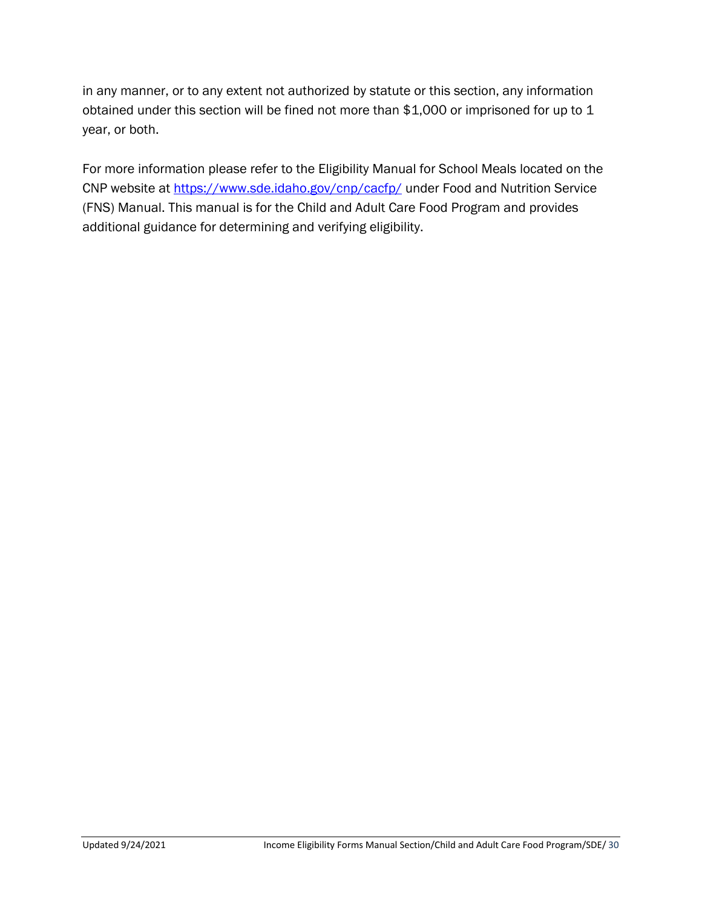in any manner, or to any extent not authorized by statute or this section, any information obtained under this section will be fined not more than $1,000 or imprisoned for up to 1 year, or both.

For more information please refer to the Eligibility Manual for School Meals located on the CNP website at [https://www.sde.idaho.gov/cnp/cacfp/](https://www.sde.idaho.gov/cnp/cacfp/) under Food and Nutrition Service (FNS) Manual. This manual is for the Child and Adult Care Food Program and provides additional guidance for determining and verifying eligibility.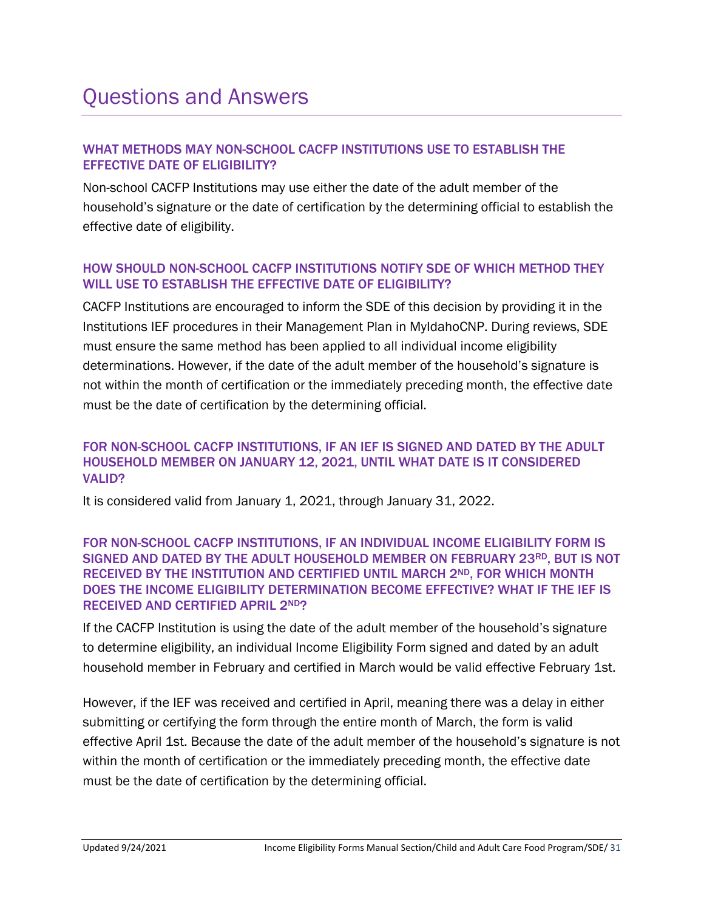# Questions and Answers

### WHAT METHODS MAY NON-SCHOOL CACFP INSTITUTIONS USE TO ESTABLISH THE EFFECTIVE DATE OF ELIGIBILITY?

Non-school CACFP Institutions may use either the date of the adult member of the household's signature or the date of certification by the determining official to establish the effective date of eligibility.

### HOW SHOULD NON-SCHOOL CACFP INSTITUTIONS NOTIFY SDE OF WHICH METHOD THEY WILL USE TO ESTABLISH THE EFFECTIVE DATE OF ELIGIBILITY?

CACFP Institutions are encouraged to inform the SDE of this decision by providing it in the Institutions IEF procedures in their Management Plan in MyIdahoCNP. During reviews, SDE must ensure the same method has been applied to all individual income eligibility determinations. However, if the date of the adult member of the household's signature is not within the month of certification or the immediately preceding month, the effective date must be the date of certification by the determining official.

### FOR NON-SCHOOL CACFP INSTITUTIONS, IF AN IEF IS SIGNED AND DATED BY THE ADULT HOUSEHOLD MEMBER ON JANUARY 12, 2021, UNTIL WHAT DATE IS IT CONSIDERED VALID?

It is considered valid from January 1, 2021, through January 31, 2022.

### FOR NON-SCHOOL CACFP INSTITUTIONS, IF AN INDIVIDUAL INCOME ELIGIBILITY FORM IS SIGNED AND DATED BY THE ADULT HOUSEHOLD MEMBER ON FEBRUARY 23RD, BUT IS NOT RECEIVED BY THE INSTITUTION AND CERTIFIED UNTIL MARCH 2ND, FOR WHICH MONTH DOES THE INCOME ELIGIBILITY DETERMINATION BECOME EFFECTIVE? WHAT IF THE IEF IS RECEIVED AND CERTIFIED APRIL 2ND?

If the CACFP Institution is using the date of the adult member of the household's signature to determine eligibility, an individual Income Eligibility Form signed and dated by an adult household member in February and certified in March would be valid effective February 1st.

However, if the IEF was received and certified in April, meaning there was a delay in either submitting or certifying the form through the entire month of March, the form is valid effective April 1st. Because the date of the adult member of the household's signature is not within the month of certification or the immediately preceding month, the effective date must be the date of certification by the determining official.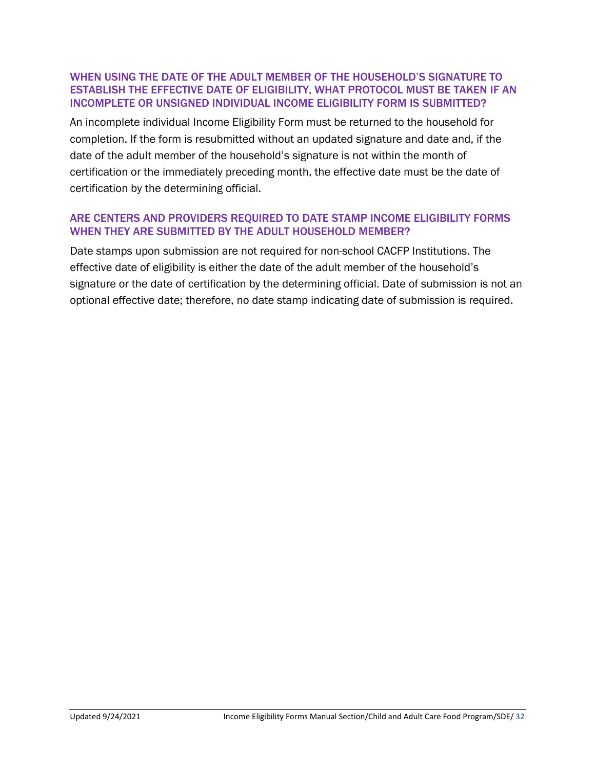### WHEN USING THE DATE OF THE ADULT MEMBER OF THE HOUSEHOLD'S SIGNATURE TO ESTABLISH THE EFFECTIVE DATE OF ELIGIBILITY, WHAT PROTOCOL MUST BE TAKEN IF AN INCOMPLETE OR UNSIGNED INDIVIDUAL INCOME ELIGIBILITY FORM IS SUBMITTED?

An incomplete individual Income Eligibility Form must be returned to the household for completion. If the form is resubmitted without an updated signature and date and, if the date of the adult member of the household's signature is not within the month of certification or the immediately preceding month, the effective date must be the date of certification by the determining official.

### ARE CENTERS AND PROVIDERS REQUIRED TO DATE STAMP INCOME ELIGIBILITY FORMS WHEN THEY ARE SUBMITTED BY THE ADULT HOUSEHOLD MEMBER?

Date stamps upon submission are not required for non-school CACFP Institutions. The effective date of eligibility is either the date of the adult member of the household's signature or the date of certification by the determining official. Date of submission is not an optional effective date; therefore, no date stamp indicating date of submission is required.